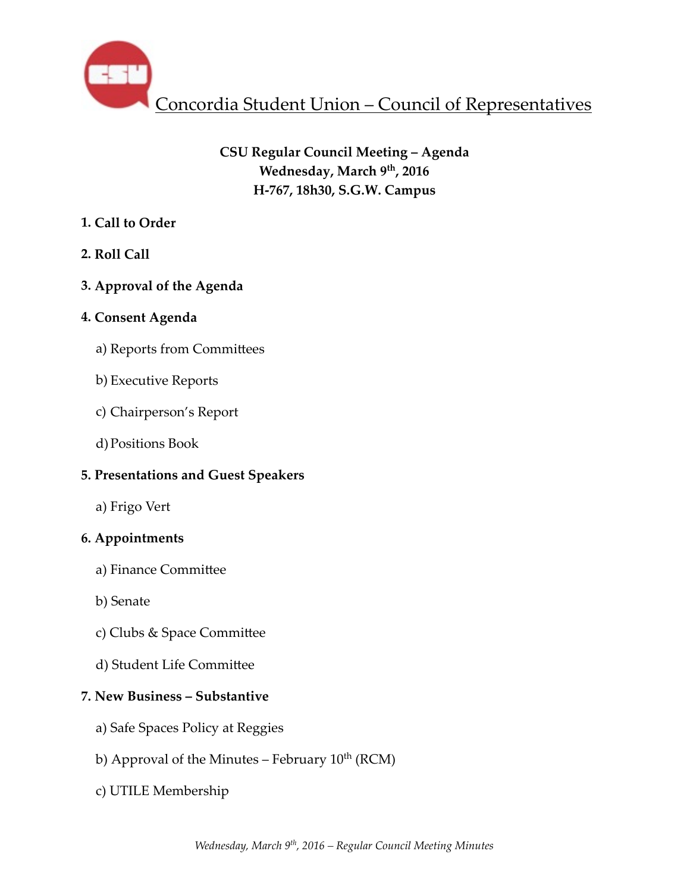# Concordia Student Union – Council of Representatives

**CSU Regular Council Meeting – Agenda**
**Wednesday, March 9th, 2016**
**H-767, 18h30, S.G.W. Campus**

**1. Call to Order**

**2. Roll Call**

**3. Approval of the Agenda**

**4. Consent Agenda**

a) Reports from Committees

b) Executive Reports

c) Chairperson's Report

d) Positions Book

**5. Presentations and Guest Speakers**

a) Frigo Vert

**6. Appointments**

a) Finance Committee

b) Senate

c) Clubs & Space Committee

d) Student Life Committee

**7. New Business – Substantive**

a) Safe Spaces Policy at Reggies

b) Approval of the Minutes – February 10th (RCM)

c) UTILE Membership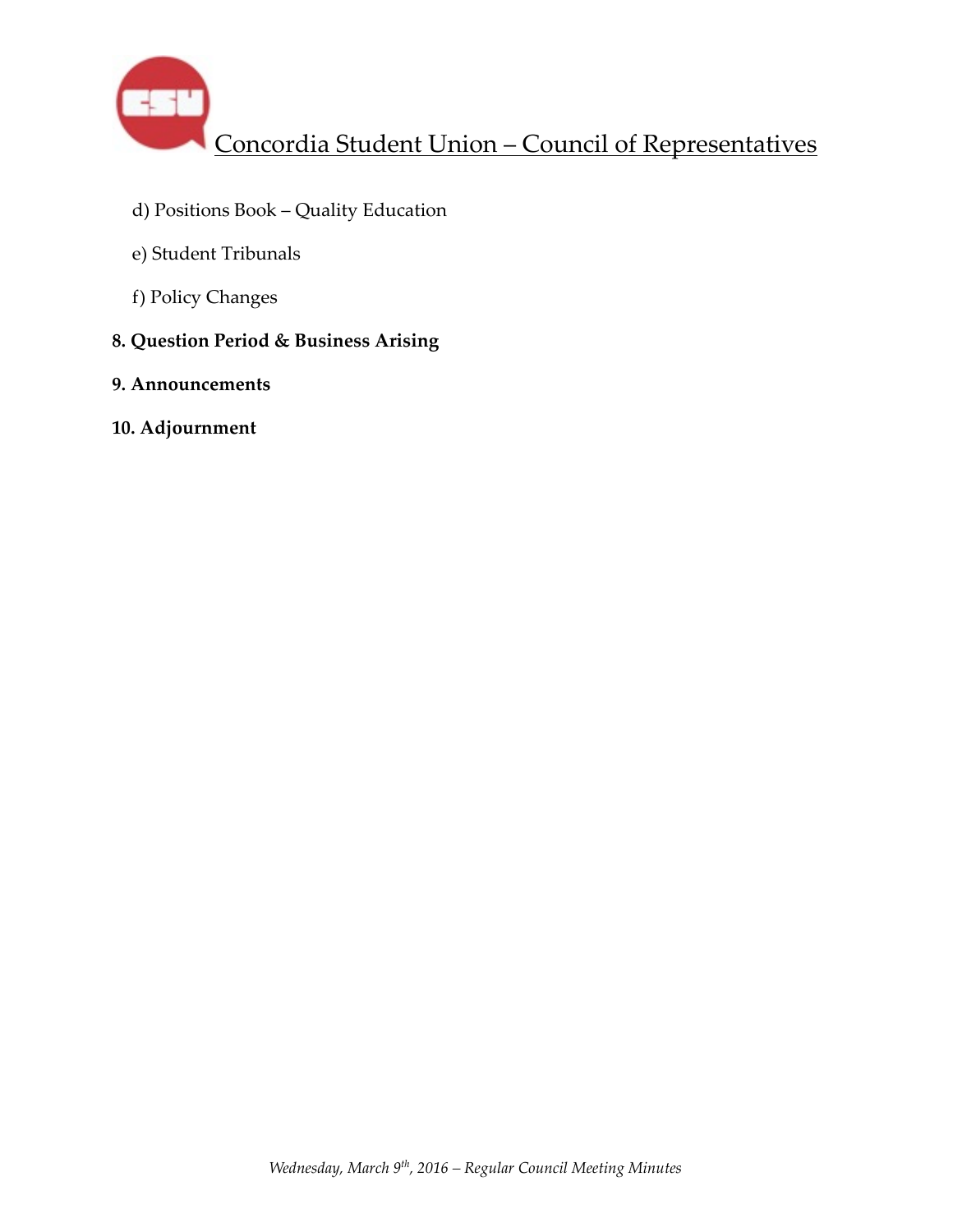d) Positions Book – Quality Education

e) Student Tribunals

f) Policy Changes

**8. Question Period & Business Arising**

**9. Announcements**

**10. Adjournment**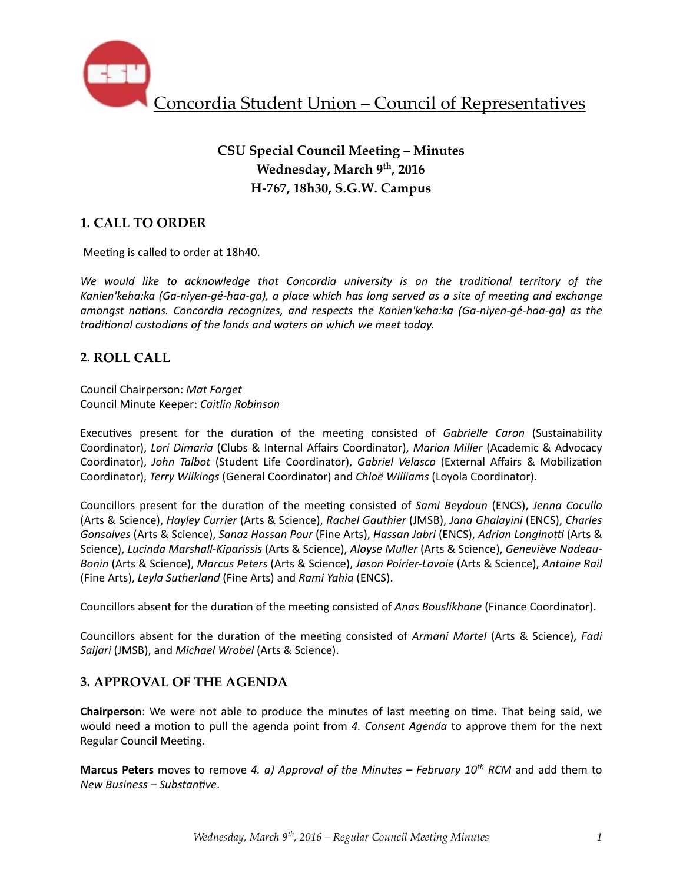Concordia Student Union – Council of Representatives

## CSU Special Council Meeting – Minutes
## Wednesday, March 9th, 2016
## H-767, 18h30, S.G.W. Campus

## 1. CALL TO ORDER

Meeting is called to order at 18h40.

*We would like to acknowledge that Concordia university is on the traditional territory of the Kanien'keha:ka (Ga-niyen-gé-haa-ga), a place which has long served as a site of meeting and exchange amongst nations. Concordia recognizes, and respects the Kanien'keha:ka (Ga-niyen-gé-haa-ga) as the traditional custodians of the lands and waters on which we meet today.*

## 2. ROLL CALL

Council Chairperson: *Mat Forget*
Council Minute Keeper: *Caitlin Robinson*

Executives present for the duration of the meeting consisted of *Gabrielle Caron* (Sustainability Coordinator), *Lori Dimaria* (Clubs & Internal Affairs Coordinator), *Marion Miller* (Academic & Advocacy Coordinator), *John Talbot* (Student Life Coordinator), *Gabriel Velasco* (External Affairs & Mobilization Coordinator), *Terry Wilkings* (General Coordinator) and *Chloë Williams* (Loyola Coordinator).

Councillors present for the duration of the meeting consisted of *Sami Beydoun* (ENCS), *Jenna Cocullo* (Arts & Science), *Hayley Currier* (Arts & Science), *Rachel Gauthier* (JMSB), *Jana Ghalayini* (ENCS), *Charles Gonsalves* (Arts & Science), *Sanaz Hassan Pour* (Fine Arts), *Hassan Jabri* (ENCS), *Adrian Longinotti* (Arts & Science), *Lucinda Marshall-Kiparissis* (Arts & Science), *Aloyse Muller* (Arts & Science), *Geneviève Nadeau-Bonin* (Arts & Science), *Marcus Peters* (Arts & Science), *Jason Poirier-Lavoie* (Arts & Science), *Antoine Rail* (Fine Arts), *Leyla Sutherland* (Fine Arts) and *Rami Yahia* (ENCS).

Councillors absent for the duration of the meeting consisted of *Anas Bouslikhane* (Finance Coordinator).

Councillors absent for the duration of the meeting consisted of *Armani Martel* (Arts & Science), *Fadi Saijari* (JMSB), and *Michael Wrobel* (Arts & Science).

## 3. APPROVAL OF THE AGENDA

**Chairperson**: We were not able to produce the minutes of last meeting on time. That being said, we would need a motion to pull the agenda point from *4. Consent Agenda* to approve them for the next Regular Council Meeting.

**Marcus Peters** moves to remove *4. a) Approval of the Minutes – February 10th RCM* and add them to *New Business – Substantive*.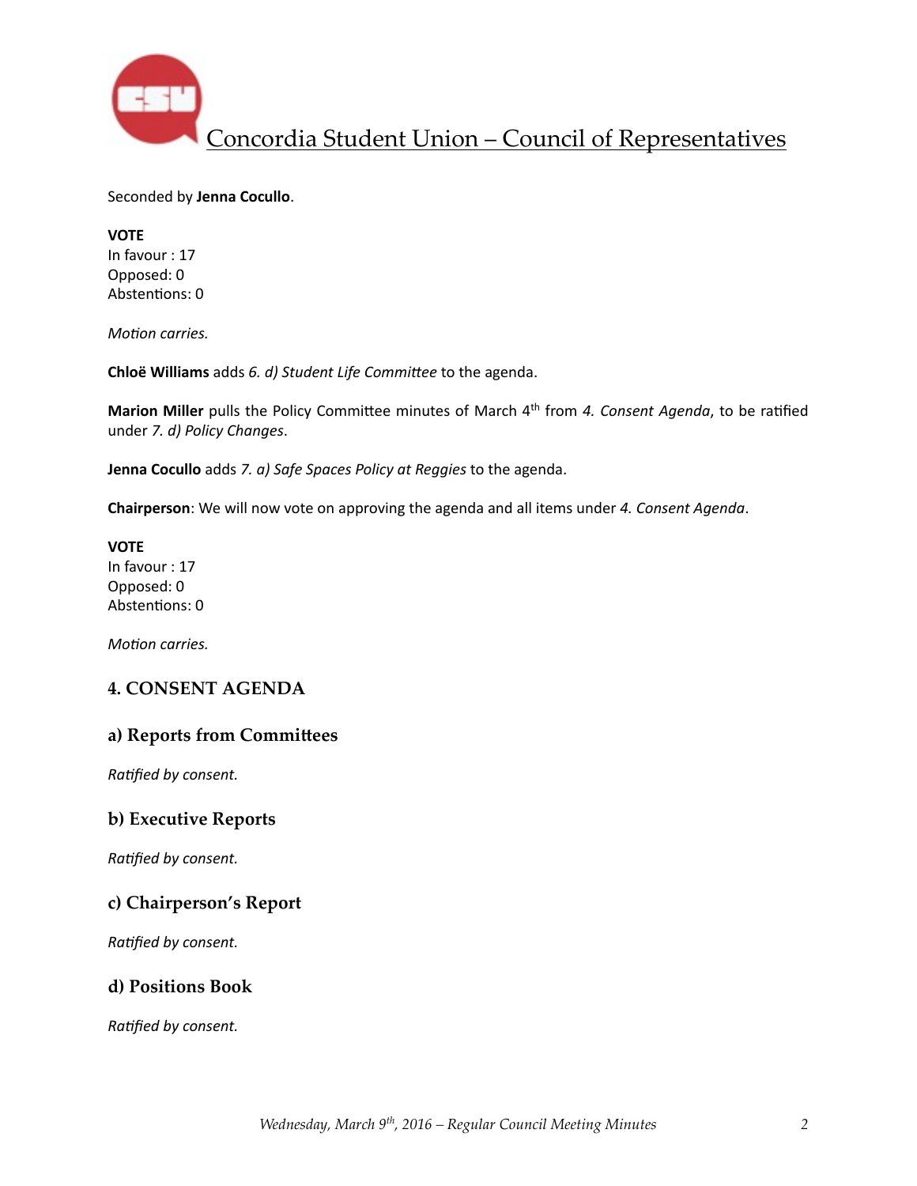Seconded by **Jenna Cocullo**.

**VOTE**
In favour : 17
Opposed: 0
Abstentions: 0

*Motion carries.*

**Chloë Williams** adds *6. d) Student Life Committee* to the agenda.

**Marion Miller** pulls the Policy Committee minutes of March 4th from *4. Consent Agenda*, to be ratified under *7. d) Policy Changes*.

**Jenna Cocullo** adds *7. a) Safe Spaces Policy at Reggies* to the agenda.

**Chairperson**: We will now vote on approving the agenda and all items under *4. Consent Agenda*.

**VOTE**
In favour : 17
Opposed: 0
Abstentions: 0

*Motion carries.*

## 4. CONSENT AGENDA

### a) Reports from Committees

*Ratified by consent.*

### b) Executive Reports

*Ratified by consent.*

### c) Chairperson's Report

*Ratified by consent.*

### d) Positions Book

*Ratified by consent.*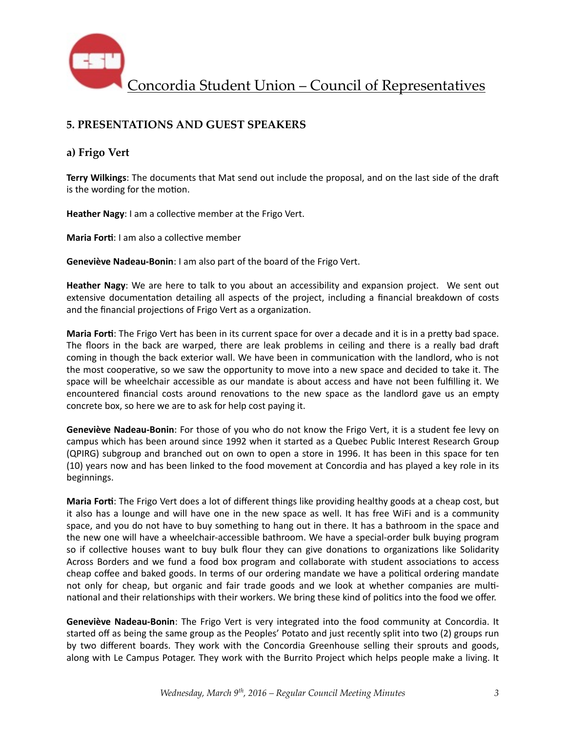## 5. PRESENTATIONS AND GUEST SPEAKERS

### a) Frigo Vert

**Terry Wilkings**: The documents that Mat send out include the proposal, and on the last side of the draft is the wording for the motion.

**Heather Nagy**: I am a collective member at the Frigo Vert.

**Maria Forti**: I am also a collective member

**Geneviève Nadeau-Bonin**: I am also part of the board of the Frigo Vert.

**Heather Nagy**: We are here to talk to you about an accessibility and expansion project. We sent out extensive documentation detailing all aspects of the project, including a financial breakdown of costs and the financial projections of Frigo Vert as a organization.

**Maria Forti**: The Frigo Vert has been in its current space for over a decade and it is in a pretty bad space. The floors in the back are warped, there are leak problems in ceiling and there is a really bad draft coming in though the back exterior wall. We have been in communication with the landlord, who is not the most cooperative, so we saw the opportunity to move into a new space and decided to take it. The space will be wheelchair accessible as our mandate is about access and have not been fulfilling it. We encountered financial costs around renovations to the new space as the landlord gave us an empty concrete box, so here we are to ask for help cost paying it.

**Geneviève Nadeau-Bonin**: For those of you who do not know the Frigo Vert, it is a student fee levy on campus which has been around since 1992 when it started as a Quebec Public Interest Research Group (QPIRG) subgroup and branched out on own to open a store in 1996. It has been in this space for ten (10) years now and has been linked to the food movement at Concordia and has played a key role in its beginnings.

**Maria Forti**: The Frigo Vert does a lot of different things like providing healthy goods at a cheap cost, but it also has a lounge and will have one in the new space as well. It has free WiFi and is a community space, and you do not have to buy something to hang out in there. It has a bathroom in the space and the new one will have a wheelchair-accessible bathroom. We have a special-order bulk buying program so if collective houses want to buy bulk flour they can give donations to organizations like Solidarity Across Borders and we fund a food box program and collaborate with student associations to access cheap coffee and baked goods. In terms of our ordering mandate we have a political ordering mandate not only for cheap, but organic and fair trade goods and we look at whether companies are multi-national and their relationships with their workers. We bring these kind of politics into the food we offer.

**Geneviève Nadeau-Bonin**: The Frigo Vert is very integrated into the food community at Concordia. It started off as being the same group as the Peoples' Potato and just recently split into two (2) groups run by two different boards. They work with the Concordia Greenhouse selling their sprouts and goods, along with Le Campus Potager. They work with the Burrito Project which helps people make a living. It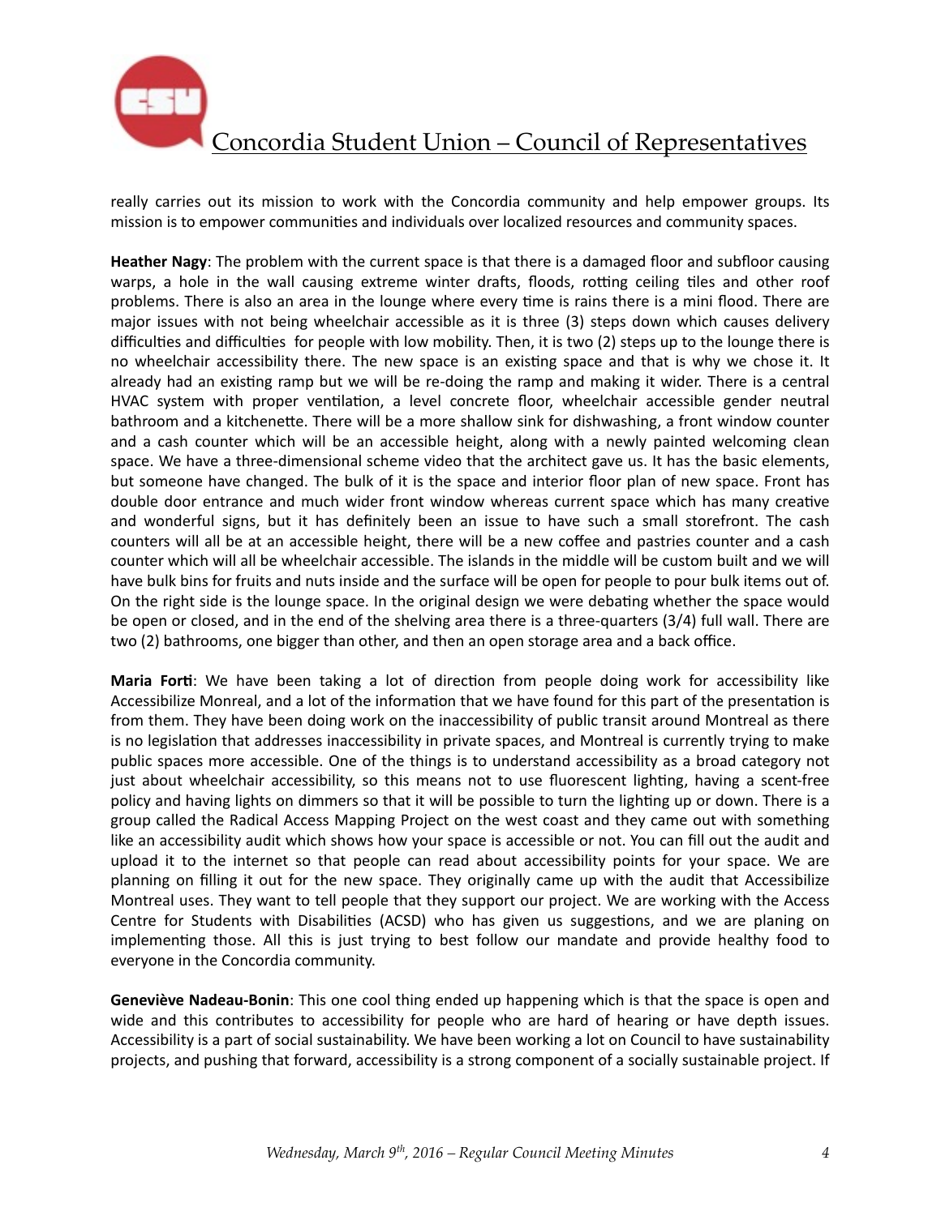really carries out its mission to work with the Concordia community and help empower groups. Its mission is to empower communities and individuals over localized resources and community spaces.

**Heather Nagy**: The problem with the current space is that there is a damaged floor and subfloor causing warps, a hole in the wall causing extreme winter drafts, floods, rotting ceiling tiles and other roof problems. There is also an area in the lounge where every time is rains there is a mini flood. There are major issues with not being wheelchair accessible as it is three (3) steps down which causes delivery difficulties and difficulties for people with low mobility. Then, it is two (2) steps up to the lounge there is no wheelchair accessibility there. The new space is an existing space and that is why we chose it. It already had an existing ramp but we will be re-doing the ramp and making it wider. There is a central HVAC system with proper ventilation, a level concrete floor, wheelchair accessible gender neutral bathroom and a kitchenette. There will be a more shallow sink for dishwashing, a front window counter and a cash counter which will be an accessible height, along with a newly painted welcoming clean space. We have a three-dimensional scheme video that the architect gave us. It has the basic elements, but someone have changed. The bulk of it is the space and interior floor plan of new space. Front has double door entrance and much wider front window whereas current space which has many creative and wonderful signs, but it has definitely been an issue to have such a small storefront. The cash counters will all be at an accessible height, there will be a new coffee and pastries counter and a cash counter which will all be wheelchair accessible. The islands in the middle will be custom built and we will have bulk bins for fruits and nuts inside and the surface will be open for people to pour bulk items out of. On the right side is the lounge space. In the original design we were debating whether the space would be open or closed, and in the end of the shelving area there is a three-quarters (3/4) full wall. There are two (2) bathrooms, one bigger than other, and then an open storage area and a back office.

**Maria Forti**: We have been taking a lot of direction from people doing work for accessibility like Accessibilize Monreal, and a lot of the information that we have found for this part of the presentation is from them. They have been doing work on the inaccessibility of public transit around Montreal as there is no legislation that addresses inaccessibility in private spaces, and Montreal is currently trying to make public spaces more accessible. One of the things is to understand accessibility as a broad category not just about wheelchair accessibility, so this means not to use fluorescent lighting, having a scent-free policy and having lights on dimmers so that it will be possible to turn the lighting up or down. There is a group called the Radical Access Mapping Project on the west coast and they came out with something like an accessibility audit which shows how your space is accessible or not. You can fill out the audit and upload it to the internet so that people can read about accessibility points for your space. We are planning on filling it out for the new space. They originally came up with the audit that Accessibilize Montreal uses. They want to tell people that they support our project. We are working with the Access Centre for Students with Disabilities (ACSD) who has given us suggestions, and we are planing on implementing those. All this is just trying to best follow our mandate and provide healthy food to everyone in the Concordia community.

**Geneviève Nadeau-Bonin**: This one cool thing ended up happening which is that the space is open and wide and this contributes to accessibility for people who are hard of hearing or have depth issues. Accessibility is a part of social sustainability. We have been working a lot on Council to have sustainability projects, and pushing that forward, accessibility is a strong component of a socially sustainable project. If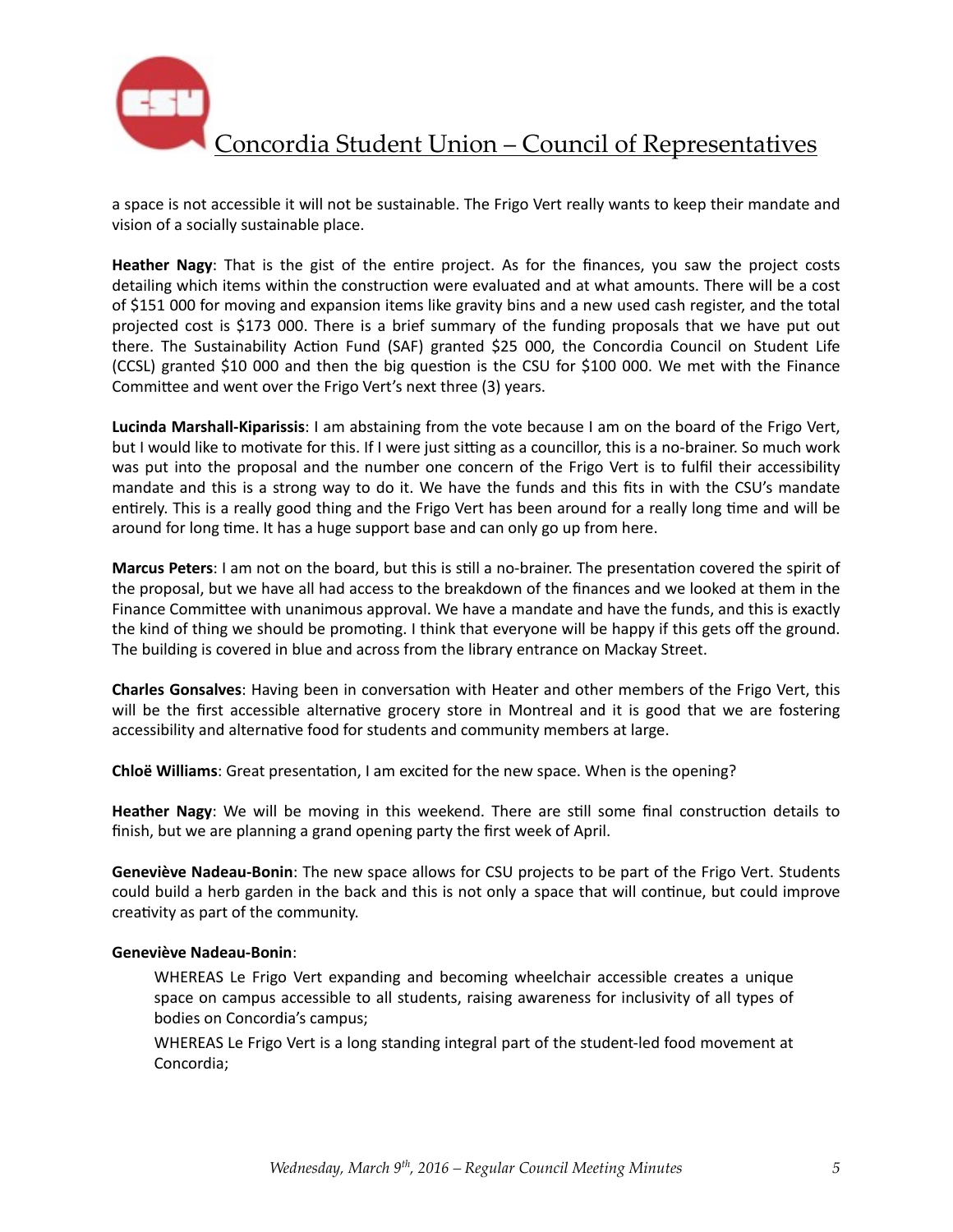a space is not accessible it will not be sustainable. The Frigo Vert really wants to keep their mandate and vision of a socially sustainable place.

**Heather Nagy**: That is the gist of the entire project. As for the finances, you saw the project costs detailing which items within the construction were evaluated and at what amounts. There will be a cost of $151 000 for moving and expansion items like gravity bins and a new used cash register, and the total projected cost is $173 000. There is a brief summary of the funding proposals that we have put out there. The Sustainability Action Fund (SAF) granted $25 000, the Concordia Council on Student Life (CCSL) granted $10 000 and then the big question is the CSU for $100 000. We met with the Finance Committee and went over the Frigo Vert's next three (3) years.

**Lucinda Marshall-Kiparissis**: I am abstaining from the vote because I am on the board of the Frigo Vert, but I would like to motivate for this. If I were just sitting as a councillor, this is a no-brainer. So much work was put into the proposal and the number one concern of the Frigo Vert is to fulfil their accessibility mandate and this is a strong way to do it. We have the funds and this fits in with the CSU's mandate entirely. This is a really good thing and the Frigo Vert has been around for a really long time and will be around for long time. It has a huge support base and can only go up from here.

**Marcus Peters**: I am not on the board, but this is still a no-brainer. The presentation covered the spirit of the proposal, but we have all had access to the breakdown of the finances and we looked at them in the Finance Committee with unanimous approval. We have a mandate and have the funds, and this is exactly the kind of thing we should be promoting. I think that everyone will be happy if this gets off the ground. The building is covered in blue and across from the library entrance on Mackay Street.

**Charles Gonsalves**: Having been in conversation with Heater and other members of the Frigo Vert, this will be the first accessible alternative grocery store in Montreal and it is good that we are fostering accessibility and alternative food for students and community members at large.

**Chloë Williams**: Great presentation, I am excited for the new space. When is the opening?

**Heather Nagy**: We will be moving in this weekend. There are still some final construction details to finish, but we are planning a grand opening party the first week of April.

**Geneviève Nadeau-Bonin**: The new space allows for CSU projects to be part of the Frigo Vert. Students could build a herb garden in the back and this is not only a space that will continue, but could improve creativity as part of the community.

**Geneviève Nadeau-Bonin**:

> WHEREAS Le Frigo Vert expanding and becoming wheelchair accessible creates a unique space on campus accessible to all students, raising awareness for inclusivity of all types of bodies on Concordia's campus;
>
> WHEREAS Le Frigo Vert is a long standing integral part of the student-led food movement at Concordia;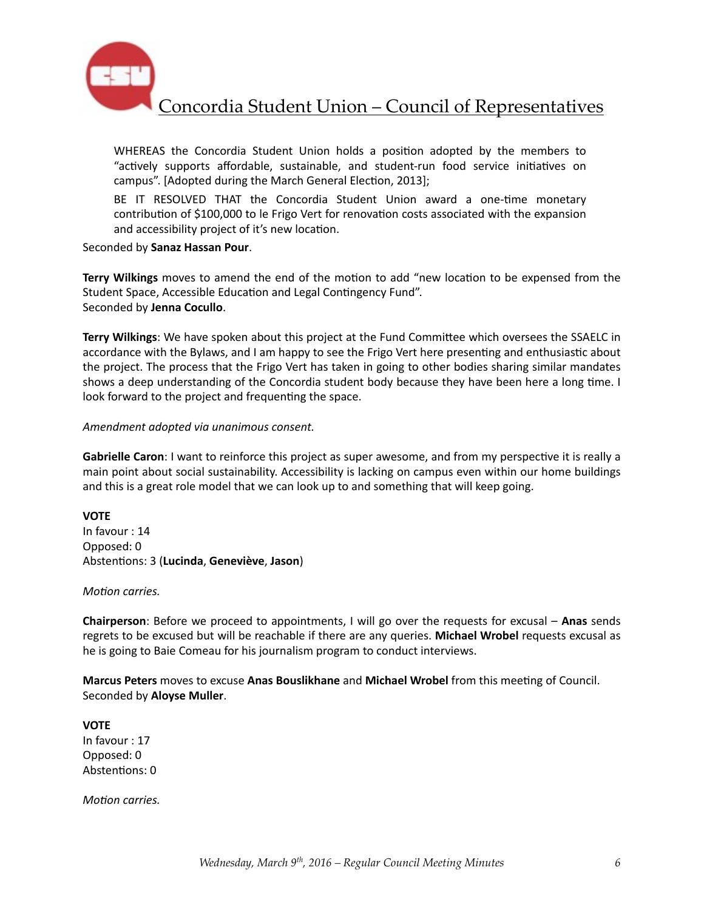WHEREAS the Concordia Student Union holds a position adopted by the members to "actively supports affordable, sustainable, and student-run food service initiatives on campus". [Adopted during the March General Election, 2013];

BE IT RESOLVED THAT the Concordia Student Union award a one-time monetary contribution of $100,000 to le Frigo Vert for renovation costs associated with the expansion and accessibility project of it's new location.

Seconded by **Sanaz Hassan Pour**.

**Terry Wilkings** moves to amend the end of the motion to add "new location to be expensed from the Student Space, Accessible Education and Legal Contingency Fund".
Seconded by **Jenna Cocullo**.

**Terry Wilkings**: We have spoken about this project at the Fund Committee which oversees the SSAELC in accordance with the Bylaws, and I am happy to see the Frigo Vert here presenting and enthusiastic about the project. The process that the Frigo Vert has taken in going to other bodies sharing similar mandates shows a deep understanding of the Concordia student body because they have been here a long time. I look forward to the project and frequenting the space.

*Amendment adopted via unanimous consent.*

**Gabrielle Caron**: I want to reinforce this project as super awesome, and from my perspective it is really a main point about social sustainability. Accessibility is lacking on campus even within our home buildings and this is a great role model that we can look up to and something that will keep going.

**VOTE**
In favour : 14
Opposed: 0
Abstentions: 3 (**Lucinda**, **Geneviève**, **Jason**)

*Motion carries.*

**Chairperson**: Before we proceed to appointments, I will go over the requests for excusal – **Anas** sends regrets to be excused but will be reachable if there are any queries. **Michael Wrobel** requests excusal as he is going to Baie Comeau for his journalism program to conduct interviews.

**Marcus Peters** moves to excuse **Anas Bouslikhane** and **Michael Wrobel** from this meeting of Council.
Seconded by **Aloyse Muller**.

**VOTE**
In favour : 17
Opposed: 0
Abstentions: 0

*Motion carries.*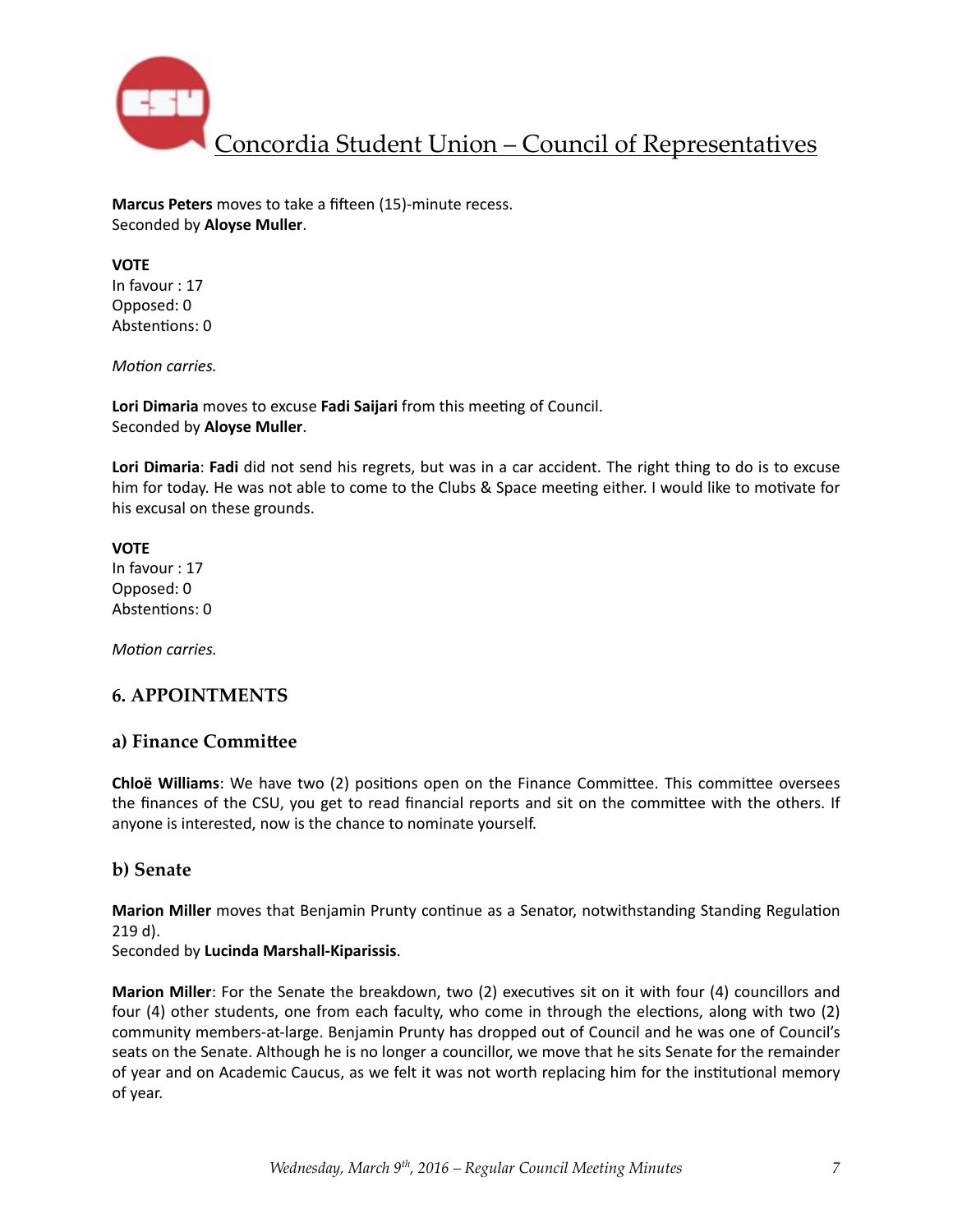**Marcus Peters** moves to take a fifteen (15)-minute recess.
Seconded by **Aloyse Muller**.

**VOTE**
In favour : 17
Opposed: 0
Abstentions: 0

*Motion carries.*

**Lori Dimaria** moves to excuse **Fadi Saijari** from this meeting of Council.
Seconded by **Aloyse Muller**.

**Lori Dimaria**: **Fadi** did not send his regrets, but was in a car accident. The right thing to do is to excuse him for today. He was not able to come to the Clubs & Space meeting either. I would like to motivate for his excusal on these grounds.

**VOTE**
In favour : 17
Opposed: 0
Abstentions: 0

*Motion carries.*

## 6. APPOINTMENTS

### a) Finance Committee

**Chloë Williams**: We have two (2) positions open on the Finance Committee. This committee oversees the finances of the CSU, you get to read financial reports and sit on the committee with the others. If anyone is interested, now is the chance to nominate yourself.

### b) Senate

**Marion Miller** moves that Benjamin Prunty continue as a Senator, notwithstanding Standing Regulation 219 d).
Seconded by **Lucinda Marshall-Kiparissis**.

**Marion Miller**: For the Senate the breakdown, two (2) executives sit on it with four (4) councillors and four (4) other students, one from each faculty, who come in through the elections, along with two (2) community members-at-large. Benjamin Prunty has dropped out of Council and he was one of Council's seats on the Senate. Although he is no longer a councillor, we move that he sits Senate for the remainder of year and on Academic Caucus, as we felt it was not worth replacing him for the institutional memory of year.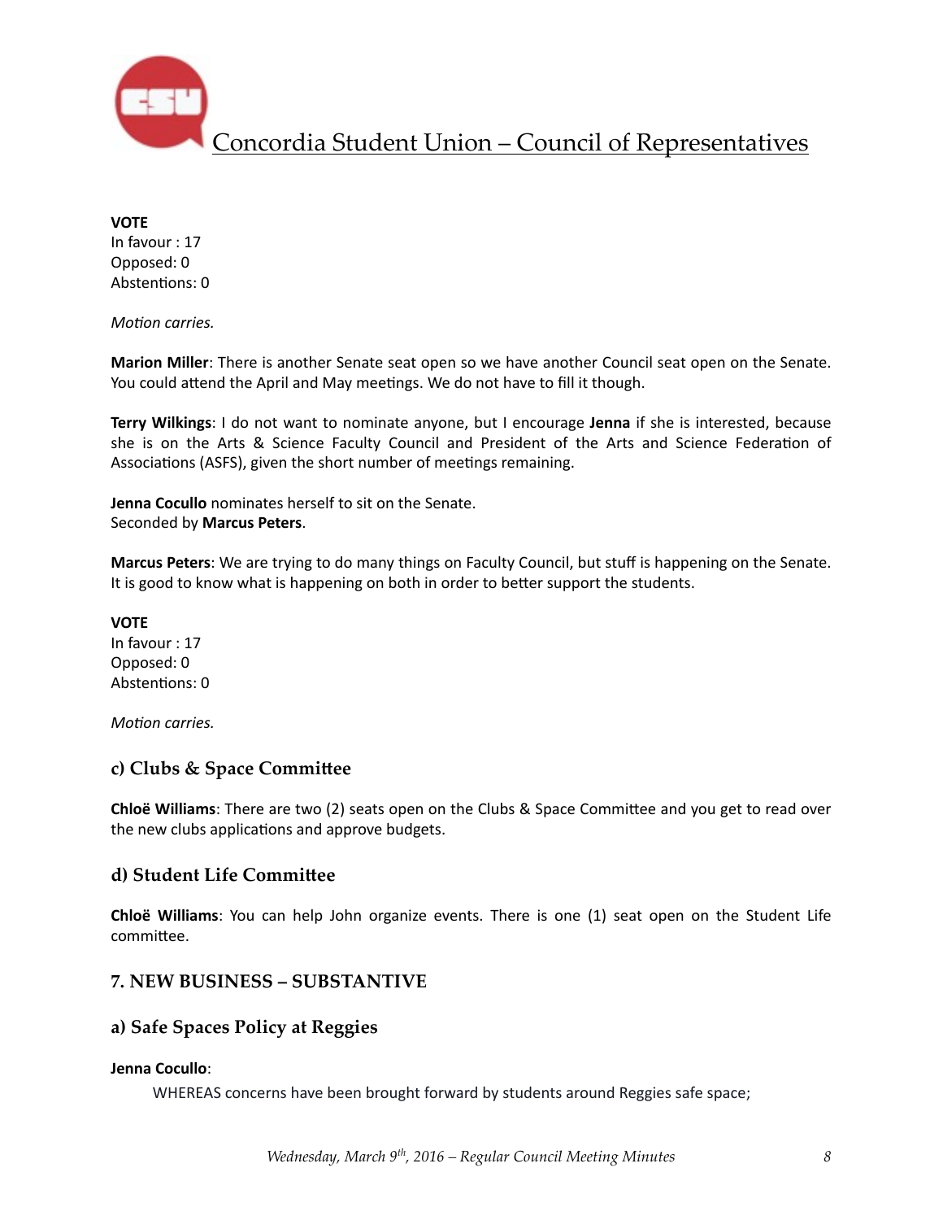**VOTE**
In favour : 17
Opposed: 0
Abstentions: 0

*Motion carries.*

**Marion Miller**: There is another Senate seat open so we have another Council seat open on the Senate. You could attend the April and May meetings. We do not have to fill it though.

**Terry Wilkings**: I do not want to nominate anyone, but I encourage **Jenna** if she is interested, because she is on the Arts & Science Faculty Council and President of the Arts and Science Federation of Associations (ASFS), given the short number of meetings remaining.

**Jenna Cocullo** nominates herself to sit on the Senate.
Seconded by **Marcus Peters**.

**Marcus Peters**: We are trying to do many things on Faculty Council, but stuff is happening on the Senate. It is good to know what is happening on both in order to better support the students.

**VOTE**
In favour : 17
Opposed: 0
Abstentions: 0

*Motion carries.*

### c) Clubs & Space Committee

**Chloë Williams**: There are two (2) seats open on the Clubs & Space Committee and you get to read over the new clubs applications and approve budgets.

### d) Student Life Committee

**Chloë Williams**: You can help John organize events. There is one (1) seat open on the Student Life committee.

## 7. NEW BUSINESS – SUBSTANTIVE

### a) Safe Spaces Policy at Reggies

**Jenna Cocullo**:

WHEREAS concerns have been brought forward by students around Reggies safe space;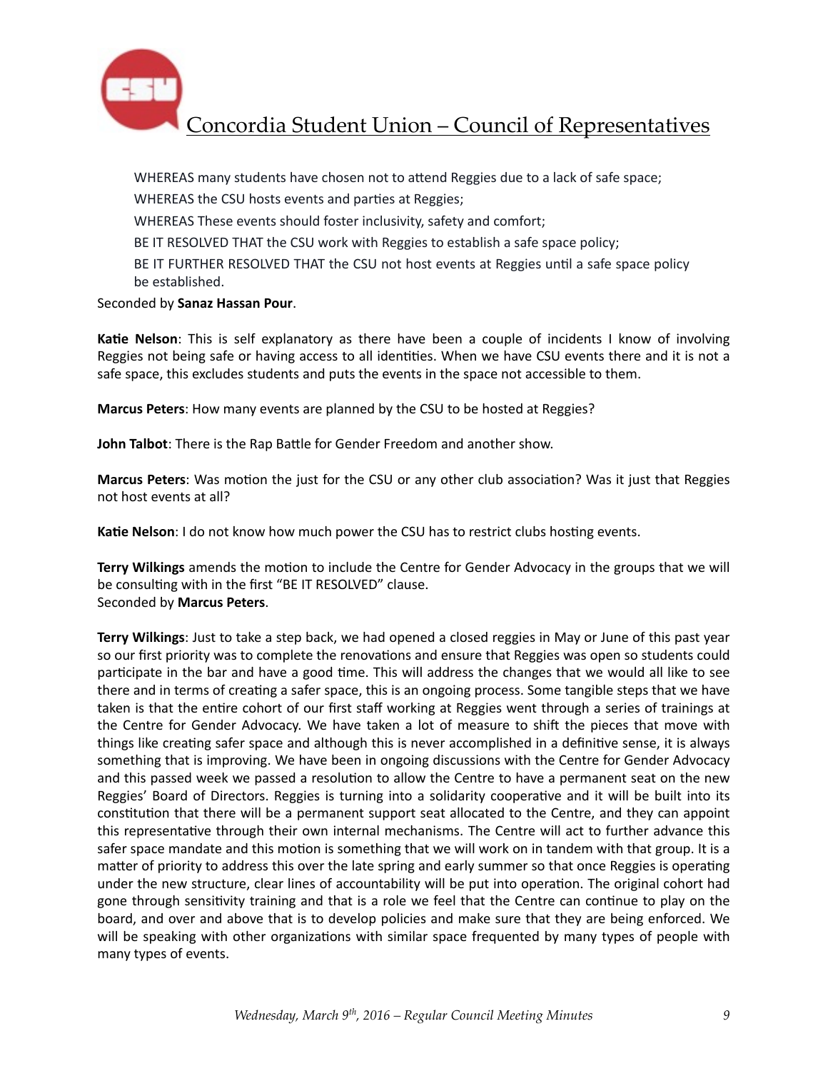WHEREAS many students have chosen not to attend Reggies due to a lack of safe space;

WHEREAS the CSU hosts events and parties at Reggies;

WHEREAS These events should foster inclusivity, safety and comfort;

BE IT RESOLVED THAT the CSU work with Reggies to establish a safe space policy;

BE IT FURTHER RESOLVED THAT the CSU not host events at Reggies until a safe space policy be established.

Seconded by **Sanaz Hassan Pour**.

**Katie Nelson**: This is self explanatory as there have been a couple of incidents I know of involving Reggies not being safe or having access to all identities. When we have CSU events there and it is not a safe space, this excludes students and puts the events in the space not accessible to them.

**Marcus Peters**: How many events are planned by the CSU to be hosted at Reggies?

**John Talbot**: There is the Rap Battle for Gender Freedom and another show.

**Marcus Peters**: Was motion the just for the CSU or any other club association? Was it just that Reggies not host events at all?

**Katie Nelson**: I do not know how much power the CSU has to restrict clubs hosting events.

**Terry Wilkings** amends the motion to include the Centre for Gender Advocacy in the groups that we will be consulting with in the first "BE IT RESOLVED" clause.
Seconded by **Marcus Peters**.

**Terry Wilkings**: Just to take a step back, we had opened a closed reggies in May or June of this past year so our first priority was to complete the renovations and ensure that Reggies was open so students could participate in the bar and have a good time. This will address the changes that we would all like to see there and in terms of creating a safer space, this is an ongoing process. Some tangible steps that we have taken is that the entire cohort of our first staff working at Reggies went through a series of trainings at the Centre for Gender Advocacy. We have taken a lot of measure to shift the pieces that move with things like creating safer space and although this is never accomplished in a definitive sense, it is always something that is improving. We have been in ongoing discussions with the Centre for Gender Advocacy and this passed week we passed a resolution to allow the Centre to have a permanent seat on the new Reggies' Board of Directors. Reggies is turning into a solidarity cooperative and it will be built into its constitution that there will be a permanent support seat allocated to the Centre, and they can appoint this representative through their own internal mechanisms. The Centre will act to further advance this safer space mandate and this motion is something that we will work on in tandem with that group. It is a matter of priority to address this over the late spring and early summer so that once Reggies is operating under the new structure, clear lines of accountability will be put into operation. The original cohort had gone through sensitivity training and that is a role we feel that the Centre can continue to play on the board, and over and above that is to develop policies and make sure that they are being enforced. We will be speaking with other organizations with similar space frequented by many types of people with many types of events.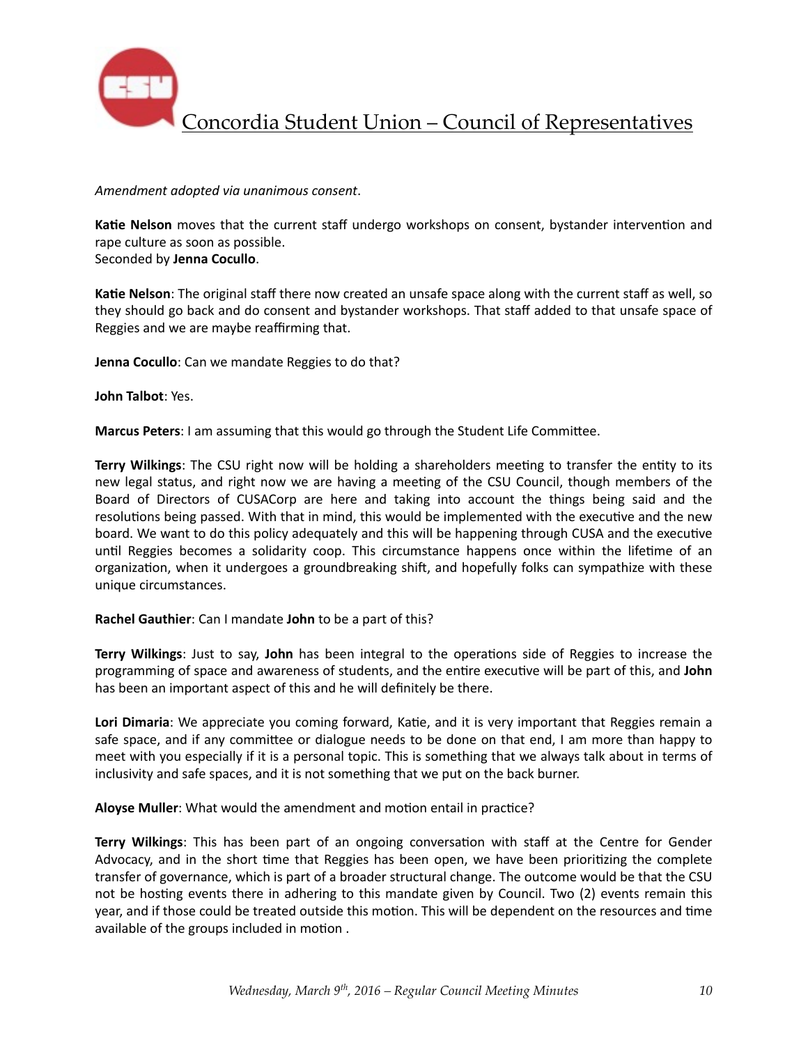*Amendment adopted via unanimous consent*.

**Katie Nelson** moves that the current staff undergo workshops on consent, bystander intervention and rape culture as soon as possible.
Seconded by **Jenna Cocullo**.

**Katie Nelson**: The original staff there now created an unsafe space along with the current staff as well, so they should go back and do consent and bystander workshops. That staff added to that unsafe space of Reggies and we are maybe reaffirming that.

**Jenna Cocullo**: Can we mandate Reggies to do that?

**John Talbot**: Yes.

**Marcus Peters**: I am assuming that this would go through the Student Life Committee.

**Terry Wilkings**: The CSU right now will be holding a shareholders meeting to transfer the entity to its new legal status, and right now we are having a meeting of the CSU Council, though members of the Board of Directors of CUSACorp are here and taking into account the things being said and the resolutions being passed. With that in mind, this would be implemented with the executive and the new board. We want to do this policy adequately and this will be happening through CUSA and the executive until Reggies becomes a solidarity coop. This circumstance happens once within the lifetime of an organization, when it undergoes a groundbreaking shift, and hopefully folks can sympathize with these unique circumstances.

**Rachel Gauthier**: Can I mandate **John** to be a part of this?

**Terry Wilkings**: Just to say, **John** has been integral to the operations side of Reggies to increase the programming of space and awareness of students, and the entire executive will be part of this, and **John** has been an important aspect of this and he will definitely be there.

**Lori Dimaria**: We appreciate you coming forward, Katie, and it is very important that Reggies remain a safe space, and if any committee or dialogue needs to be done on that end, I am more than happy to meet with you especially if it is a personal topic. This is something that we always talk about in terms of inclusivity and safe spaces, and it is not something that we put on the back burner.

**Aloyse Muller**: What would the amendment and motion entail in practice?

**Terry Wilkings**: This has been part of an ongoing conversation with staff at the Centre for Gender Advocacy, and in the short time that Reggies has been open, we have been prioritizing the complete transfer of governance, which is part of a broader structural change. The outcome would be that the CSU not be hosting events there in adhering to this mandate given by Council. Two (2) events remain this year, and if those could be treated outside this motion. This will be dependent on the resources and time available of the groups included in motion .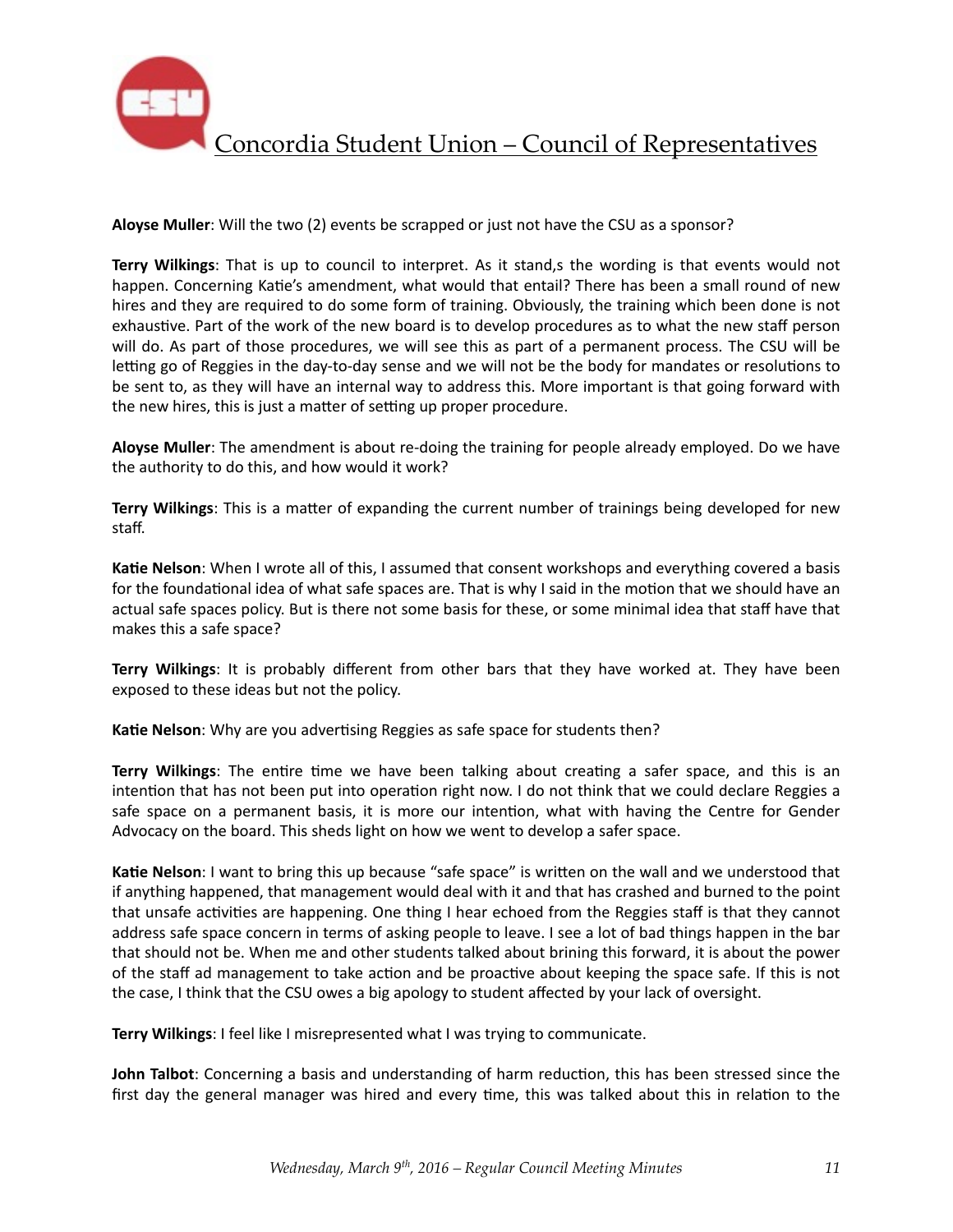**Aloyse Muller**: Will the two (2) events be scrapped or just not have the CSU as a sponsor?

**Terry Wilkings**: That is up to council to interpret. As it stand,s the wording is that events would not happen. Concerning Katie's amendment, what would that entail? There has been a small round of new hires and they are required to do some form of training. Obviously, the training which been done is not exhaustive. Part of the work of the new board is to develop procedures as to what the new staff person will do. As part of those procedures, we will see this as part of a permanent process. The CSU will be letting go of Reggies in the day-to-day sense and we will not be the body for mandates or resolutions to be sent to, as they will have an internal way to address this. More important is that going forward with the new hires, this is just a matter of setting up proper procedure.

**Aloyse Muller**: The amendment is about re-doing the training for people already employed. Do we have the authority to do this, and how would it work?

**Terry Wilkings**: This is a matter of expanding the current number of trainings being developed for new staff.

**Katie Nelson**: When I wrote all of this, I assumed that consent workshops and everything covered a basis for the foundational idea of what safe spaces are. That is why I said in the motion that we should have an actual safe spaces policy. But is there not some basis for these, or some minimal idea that staff have that makes this a safe space?

**Terry Wilkings**: It is probably different from other bars that they have worked at. They have been exposed to these ideas but not the policy.

**Katie Nelson**: Why are you advertising Reggies as safe space for students then?

**Terry Wilkings**: The entire time we have been talking about creating a safer space, and this is an intention that has not been put into operation right now. I do not think that we could declare Reggies a safe space on a permanent basis, it is more our intention, what with having the Centre for Gender Advocacy on the board. This sheds light on how we went to develop a safer space.

**Katie Nelson**: I want to bring this up because "safe space" is written on the wall and we understood that if anything happened, that management would deal with it and that has crashed and burned to the point that unsafe activities are happening. One thing I hear echoed from the Reggies staff is that they cannot address safe space concern in terms of asking people to leave. I see a lot of bad things happen in the bar that should not be. When me and other students talked about brining this forward, it is about the power of the staff ad management to take action and be proactive about keeping the space safe. If this is not the case, I think that the CSU owes a big apology to student affected by your lack of oversight.

**Terry Wilkings**: I feel like I misrepresented what I was trying to communicate.

**John Talbot**: Concerning a basis and understanding of harm reduction, this has been stressed since the first day the general manager was hired and every time, this was talked about this in relation to the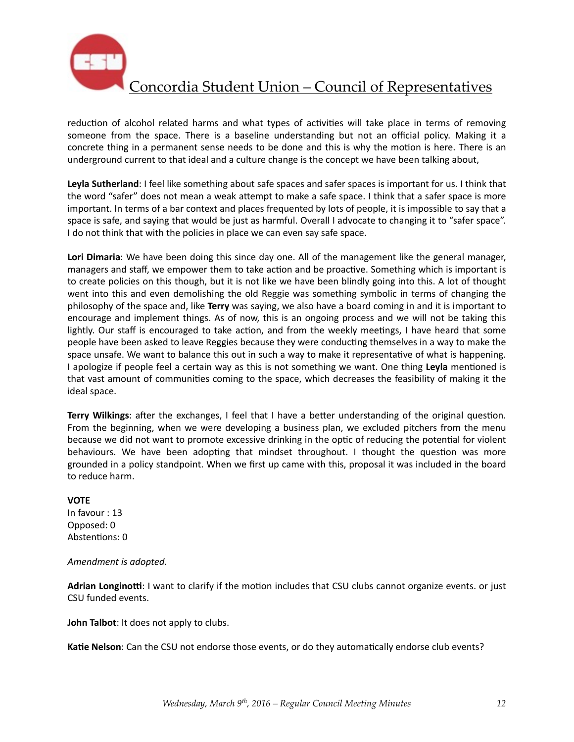reduction of alcohol related harms and what types of activities will take place in terms of removing someone from the space. There is a baseline understanding but not an official policy. Making it a concrete thing in a permanent sense needs to be done and this is why the motion is here. There is an underground current to that ideal and a culture change is the concept we have been talking about,

**Leyla Sutherland**: I feel like something about safe spaces and safer spaces is important for us. I think that the word "safer" does not mean a weak attempt to make a safe space. I think that a safer space is more important. In terms of a bar context and places frequented by lots of people, it is impossible to say that a space is safe, and saying that would be just as harmful. Overall I advocate to changing it to "safer space". I do not think that with the policies in place we can even say safe space.

**Lori Dimaria**: We have been doing this since day one. All of the management like the general manager, managers and staff, we empower them to take action and be proactive. Something which is important is to create policies on this though, but it is not like we have been blindly going into this. A lot of thought went into this and even demolishing the old Reggie was something symbolic in terms of changing the philosophy of the space and, like **Terry** was saying, we also have a board coming in and it is important to encourage and implement things. As of now, this is an ongoing process and we will not be taking this lightly. Our staff is encouraged to take action, and from the weekly meetings, I have heard that some people have been asked to leave Reggies because they were conducting themselves in a way to make the space unsafe. We want to balance this out in such a way to make it representative of what is happening. I apologize if people feel a certain way as this is not something we want. One thing **Leyla** mentioned is that vast amount of communities coming to the space, which decreases the feasibility of making it the ideal space.

**Terry Wilkings**: after the exchanges, I feel that I have a better understanding of the original question. From the beginning, when we were developing a business plan, we excluded pitchers from the menu because we did not want to promote excessive drinking in the optic of reducing the potential for violent behaviours. We have been adopting that mindset throughout. I thought the question was more grounded in a policy standpoint. When we first up came with this, proposal it was included in the board to reduce harm.

**VOTE**
In favour : 13
Opposed: 0
Abstentions: 0

*Amendment is adopted.*

**Adrian Longinotti**: I want to clarify if the motion includes that CSU clubs cannot organize events. or just CSU funded events.

**John Talbot**: It does not apply to clubs.

**Katie Nelson**: Can the CSU not endorse those events, or do they automatically endorse club events?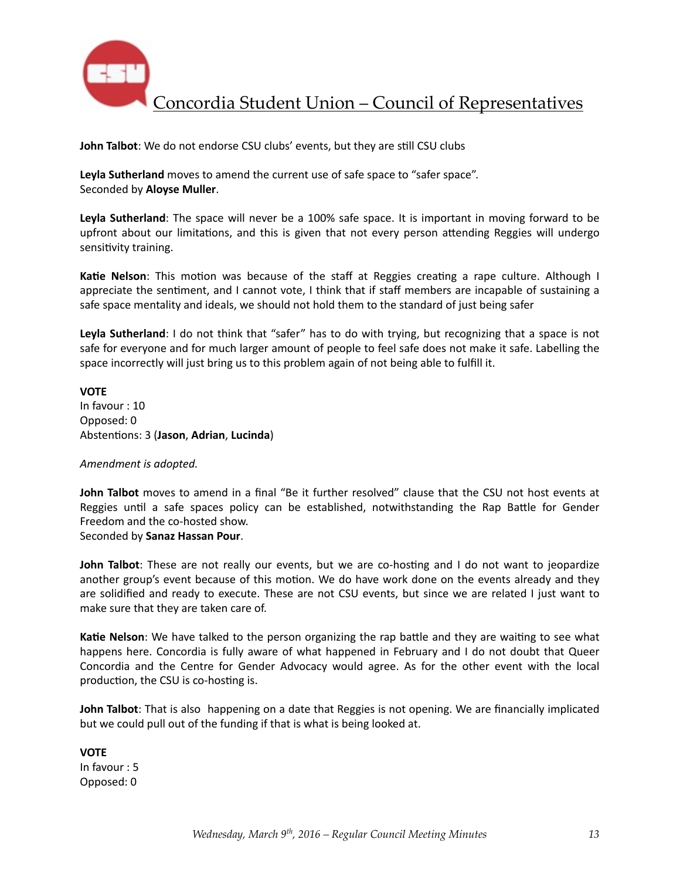**John Talbot**: We do not endorse CSU clubs' events, but they are still CSU clubs

**Leyla Sutherland** moves to amend the current use of safe space to "safer space".
Seconded by **Aloyse Muller**.

**Leyla Sutherland**: The space will never be a 100% safe space. It is important in moving forward to be upfront about our limitations, and this is given that not every person attending Reggies will undergo sensitivity training.

**Katie Nelson**: This motion was because of the staff at Reggies creating a rape culture. Although I appreciate the sentiment, and I cannot vote, I think that if staff members are incapable of sustaining a safe space mentality and ideals, we should not hold them to the standard of just being safer

**Leyla Sutherland**: I do not think that "safer" has to do with trying, but recognizing that a space is not safe for everyone and for much larger amount of people to feel safe does not make it safe. Labelling the space incorrectly will just bring us to this problem again of not being able to fulfill it.

**VOTE**
In favour : 10
Opposed: 0
Abstentions: 3 (**Jason**, **Adrian**, **Lucinda**)

*Amendment is adopted.*

**John Talbot** moves to amend in a final "Be it further resolved" clause that the CSU not host events at Reggies until a safe spaces policy can be established, notwithstanding the Rap Battle for Gender Freedom and the co-hosted show.
Seconded by **Sanaz Hassan Pour**.

**John Talbot**: These are not really our events, but we are co-hosting and I do not want to jeopardize another group's event because of this motion. We do have work done on the events already and they are solidified and ready to execute. These are not CSU events, but since we are related I just want to make sure that they are taken care of.

**Katie Nelson**: We have talked to the person organizing the rap battle and they are waiting to see what happens here. Concordia is fully aware of what happened in February and I do not doubt that Queer Concordia and the Centre for Gender Advocacy would agree. As for the other event with the local production, the CSU is co-hosting is.

**John Talbot**: That is also happening on a date that Reggies is not opening. We are financially implicated but we could pull out of the funding if that is what is being looked at.

**VOTE**
In favour : 5
Opposed: 0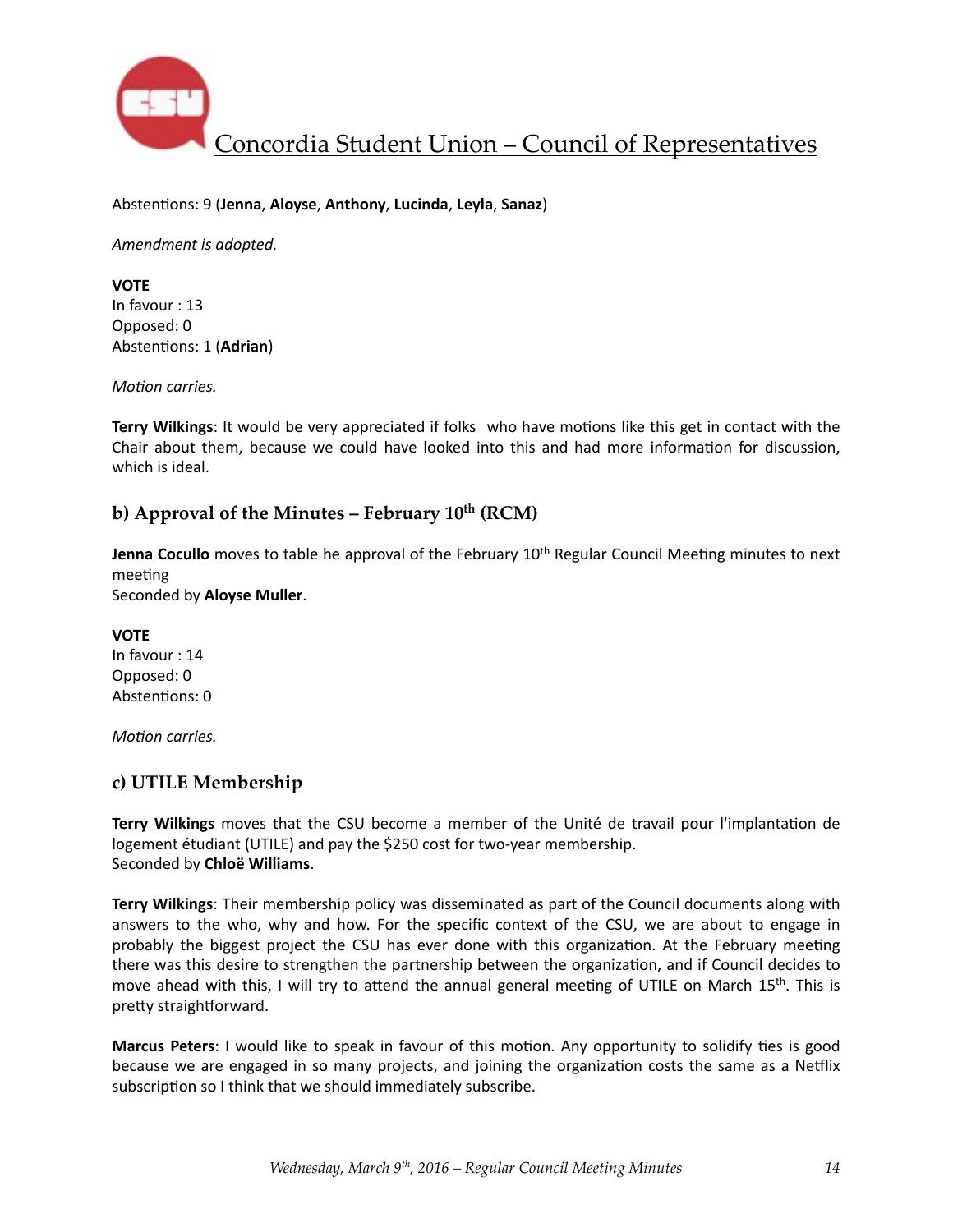Abstentions: 9 (**Jenna**, **Aloyse**, **Anthony**, **Lucinda**, **Leyla**, **Sanaz**)

*Amendment is adopted.*

**VOTE**
In favour : 13
Opposed: 0
Abstentions: 1 (**Adrian**)

*Motion carries.*

**Terry Wilkings**: It would be very appreciated if folks who have motions like this get in contact with the Chair about them, because we could have looked into this and had more information for discussion, which is ideal.

## b) Approval of the Minutes – February 10th (RCM)

**Jenna Cocullo** moves to table he approval of the February 10th Regular Council Meeting minutes to next meeting
Seconded by **Aloyse Muller**.

**VOTE**
In favour : 14
Opposed: 0
Abstentions: 0

*Motion carries.*

## c) UTILE Membership

**Terry Wilkings** moves that the CSU become a member of the Unité de travail pour l'implantation de logement étudiant (UTILE) and pay the $250 cost for two-year membership.
Seconded by **Chloë Williams**.

**Terry Wilkings**: Their membership policy was disseminated as part of the Council documents along with answers to the who, why and how. For the specific context of the CSU, we are about to engage in probably the biggest project the CSU has ever done with this organization. At the February meeting there was this desire to strengthen the partnership between the organization, and if Council decides to move ahead with this, I will try to attend the annual general meeting of UTILE on March 15th. This is pretty straightforward.

**Marcus Peters**: I would like to speak in favour of this motion. Any opportunity to solidify ties is good because we are engaged in so many projects, and joining the organization costs the same as a Netflix subscription so I think that we should immediately subscribe.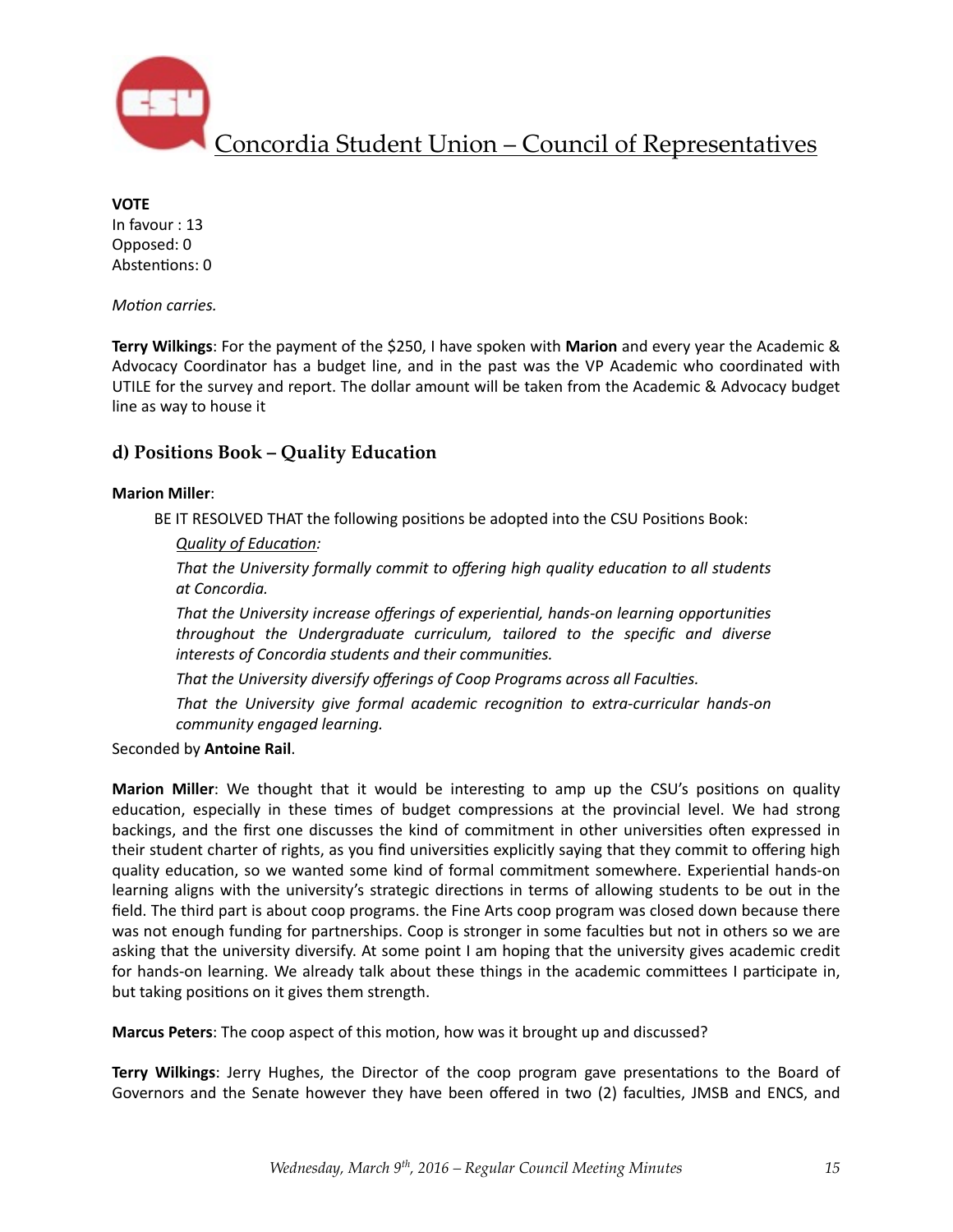**VOTE**
In favour : 13
Opposed: 0
Abstentions: 0

*Motion carries.*

**Terry Wilkings**: For the payment of the $250, I have spoken with **Marion** and every year the Academic & Advocacy Coordinator has a budget line, and in the past was the VP Academic who coordinated with UTILE for the survey and report. The dollar amount will be taken from the Academic & Advocacy budget line as way to house it

## d) Positions Book – Quality Education

**Marion Miller**:

BE IT RESOLVED THAT the following positions be adopted into the CSU Positions Book:

*Quality of Education:*

*That the University formally commit to offering high quality education to all students at Concordia.*

*That the University increase offerings of experiential, hands-on learning opportunities throughout the Undergraduate curriculum, tailored to the specific and diverse interests of Concordia students and their communities.*

*That the University diversify offerings of Coop Programs across all Faculties.*

*That the University give formal academic recognition to extra-curricular hands-on community engaged learning.*

Seconded by **Antoine Rail**.

**Marion Miller**: We thought that it would be interesting to amp up the CSU's positions on quality education, especially in these times of budget compressions at the provincial level. We had strong backings, and the first one discusses the kind of commitment in other universities often expressed in their student charter of rights, as you find universities explicitly saying that they commit to offering high quality education, so we wanted some kind of formal commitment somewhere. Experiential hands-on learning aligns with the university's strategic directions in terms of allowing students to be out in the field. The third part is about coop programs. the Fine Arts coop program was closed down because there was not enough funding for partnerships. Coop is stronger in some faculties but not in others so we are asking that the university diversify. At some point I am hoping that the university gives academic credit for hands-on learning. We already talk about these things in the academic committees I participate in, but taking positions on it gives them strength.

**Marcus Peters**: The coop aspect of this motion, how was it brought up and discussed?

**Terry Wilkings**: Jerry Hughes, the Director of the coop program gave presentations to the Board of Governors and the Senate however they have been offered in two (2) faculties, JMSB and ENCS, and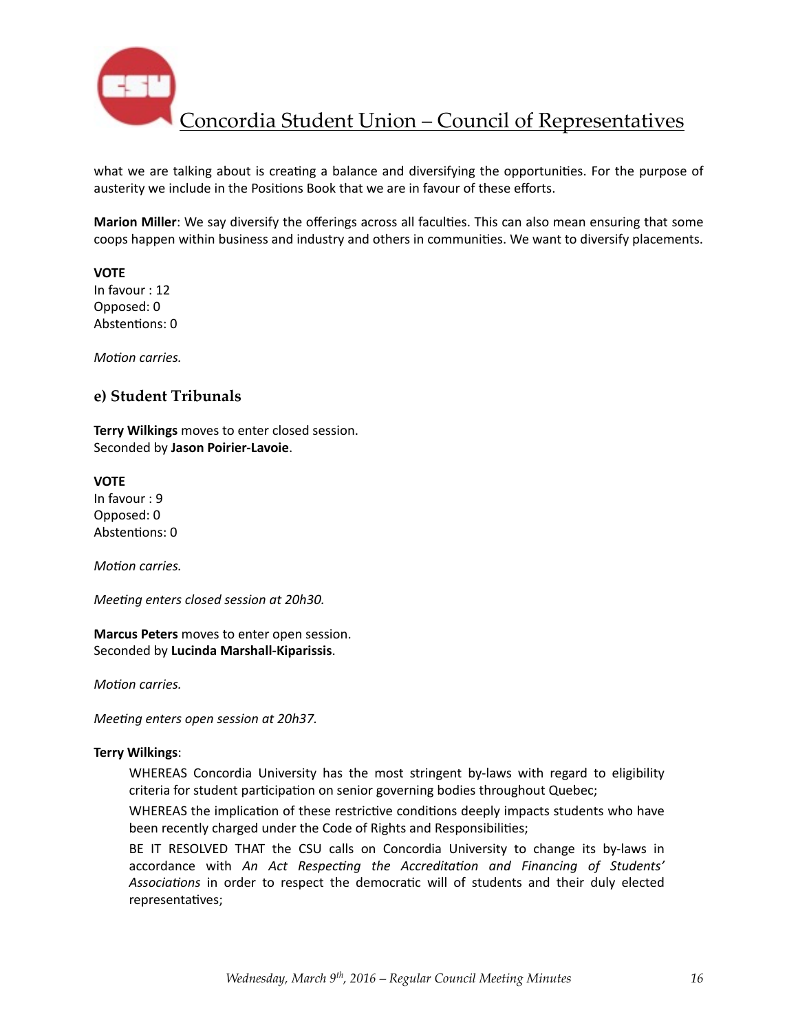what we are talking about is creating a balance and diversifying the opportunities. For the purpose of austerity we include in the Positions Book that we are in favour of these efforts.

**Marion Miller**: We say diversify the offerings across all faculties. This can also mean ensuring that some coops happen within business and industry and others in communities. We want to diversify placements.

**VOTE**
In favour : 12
Opposed: 0
Abstentions: 0

*Motion carries.*

### e) Student Tribunals

**Terry Wilkings** moves to enter closed session.
Seconded by **Jason Poirier-Lavoie**.

**VOTE**
In favour : 9
Opposed: 0
Abstentions: 0

*Motion carries.*

*Meeting enters closed session at 20h30.*

**Marcus Peters** moves to enter open session.
Seconded by **Lucinda Marshall-Kiparissis**.

*Motion carries.*

*Meeting enters open session at 20h37.*

**Terry Wilkings**:

> WHEREAS Concordia University has the most stringent by-laws with regard to eligibility criteria for student participation on senior governing bodies throughout Quebec;
>
> WHEREAS the implication of these restrictive conditions deeply impacts students who have been recently charged under the Code of Rights and Responsibilities;
>
> BE IT RESOLVED THAT the CSU calls on Concordia University to change its by-laws in accordance with *An Act Respecting the Accreditation and Financing of Students' Associations* in order to respect the democratic will of students and their duly elected representatives;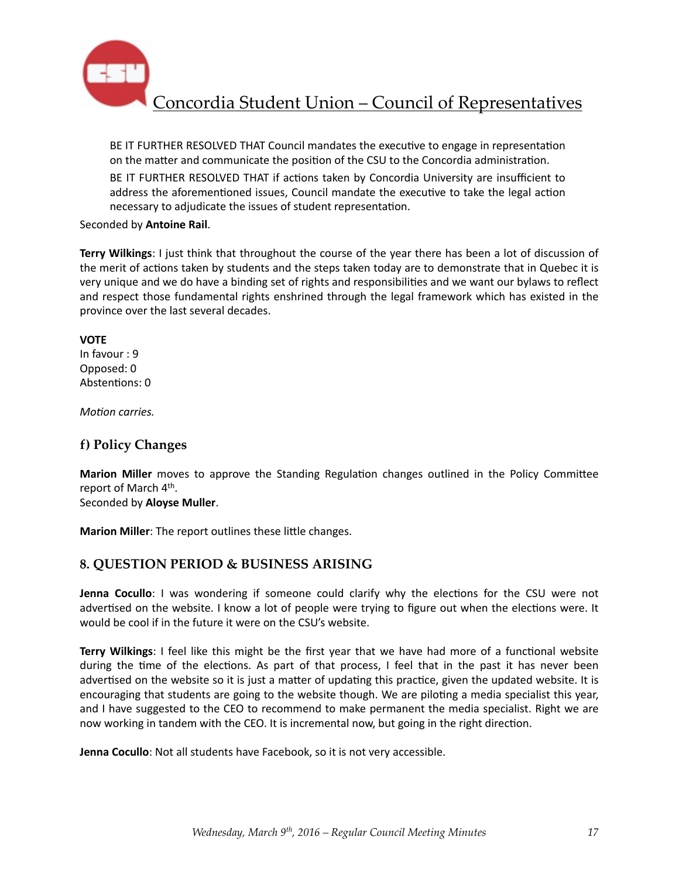BE IT FURTHER RESOLVED THAT Council mandates the executive to engage in representation on the matter and communicate the position of the CSU to the Concordia administration.

BE IT FURTHER RESOLVED THAT if actions taken by Concordia University are insufficient to address the aforementioned issues, Council mandate the executive to take the legal action necessary to adjudicate the issues of student representation.

Seconded by **Antoine Rail**.

**Terry Wilkings**: I just think that throughout the course of the year there has been a lot of discussion of the merit of actions taken by students and the steps taken today are to demonstrate that in Quebec it is very unique and we do have a binding set of rights and responsibilities and we want our bylaws to reflect and respect those fundamental rights enshrined through the legal framework which has existed in the province over the last several decades.

**VOTE**
In favour : 9
Opposed: 0
Abstentions: 0

*Motion carries.*

## f) Policy Changes

**Marion Miller** moves to approve the Standing Regulation changes outlined in the Policy Committee report of March 4th.
Seconded by **Aloyse Muller**.

**Marion Miller**: The report outlines these little changes.

## 8. QUESTION PERIOD & BUSINESS ARISING

**Jenna Cocullo**: I was wondering if someone could clarify why the elections for the CSU were not advertised on the website. I know a lot of people were trying to figure out when the elections were. It would be cool if in the future it were on the CSU's website.

**Terry Wilkings**: I feel like this might be the first year that we have had more of a functional website during the time of the elections. As part of that process, I feel that in the past it has never been advertised on the website so it is just a matter of updating this practice, given the updated website. It is encouraging that students are going to the website though. We are piloting a media specialist this year, and I have suggested to the CEO to recommend to make permanent the media specialist. Right we are now working in tandem with the CEO. It is incremental now, but going in the right direction.

**Jenna Cocullo**: Not all students have Facebook, so it is not very accessible.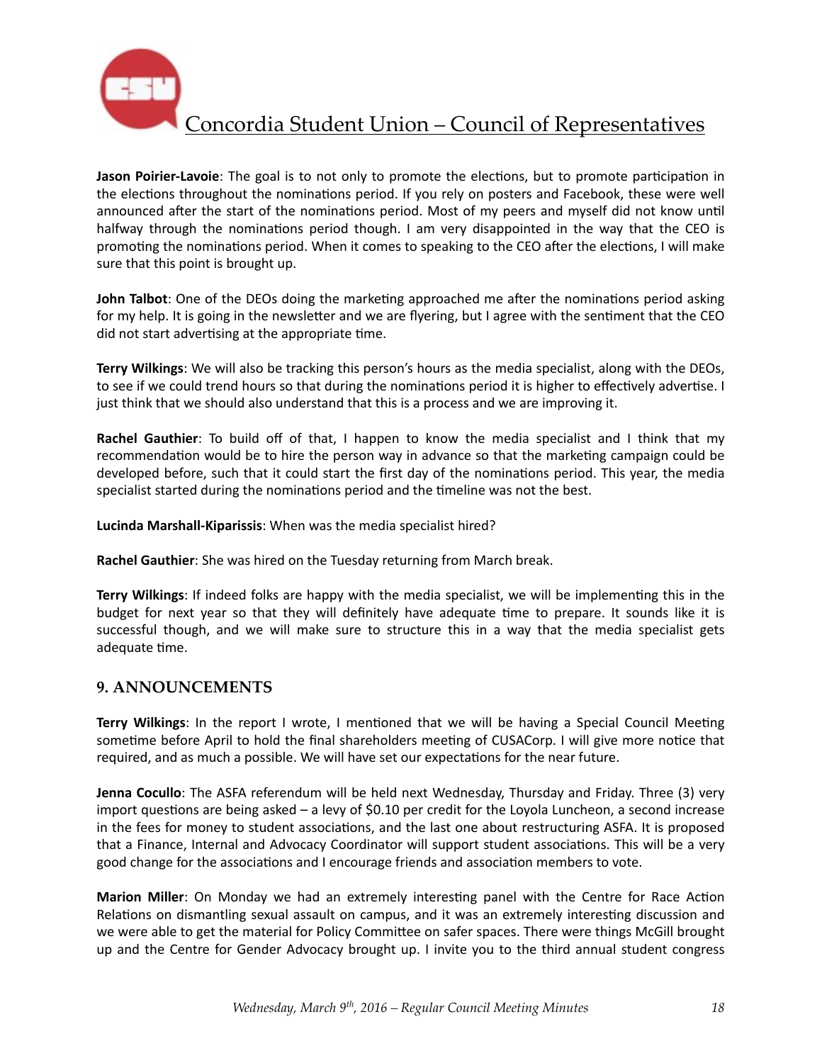**Jason Poirier-Lavoie**: The goal is to not only to promote the elections, but to promote participation in the elections throughout the nominations period. If you rely on posters and Facebook, these were well announced after the start of the nominations period. Most of my peers and myself did not know until halfway through the nominations period though. I am very disappointed in the way that the CEO is promoting the nominations period. When it comes to speaking to the CEO after the elections, I will make sure that this point is brought up.

**John Talbot**: One of the DEOs doing the marketing approached me after the nominations period asking for my help. It is going in the newsletter and we are flyering, but I agree with the sentiment that the CEO did not start advertising at the appropriate time.

**Terry Wilkings**: We will also be tracking this person's hours as the media specialist, along with the DEOs, to see if we could trend hours so that during the nominations period it is higher to effectively advertise. I just think that we should also understand that this is a process and we are improving it.

**Rachel Gauthier**: To build off of that, I happen to know the media specialist and I think that my recommendation would be to hire the person way in advance so that the marketing campaign could be developed before, such that it could start the first day of the nominations period. This year, the media specialist started during the nominations period and the timeline was not the best.

**Lucinda Marshall-Kiparissis**: When was the media specialist hired?

**Rachel Gauthier**: She was hired on the Tuesday returning from March break.

**Terry Wilkings**: If indeed folks are happy with the media specialist, we will be implementing this in the budget for next year so that they will definitely have adequate time to prepare. It sounds like it is successful though, and we will make sure to structure this in a way that the media specialist gets adequate time.

## 9. ANNOUNCEMENTS

**Terry Wilkings**: In the report I wrote, I mentioned that we will be having a Special Council Meeting sometime before April to hold the final shareholders meeting of CUSACorp. I will give more notice that required, and as much a possible. We will have set our expectations for the near future.

**Jenna Cocullo**: The ASFA referendum will be held next Wednesday, Thursday and Friday. Three (3) very import questions are being asked – a levy of $0.10 per credit for the Loyola Luncheon, a second increase in the fees for money to student associations, and the last one about restructuring ASFA. It is proposed that a Finance, Internal and Advocacy Coordinator will support student associations. This will be a very good change for the associations and I encourage friends and association members to vote.

**Marion Miller**: On Monday we had an extremely interesting panel with the Centre for Race Action Relations on dismantling sexual assault on campus, and it was an extremely interesting discussion and we were able to get the material for Policy Committee on safer spaces. There were things McGill brought up and the Centre for Gender Advocacy brought up. I invite you to the third annual student congress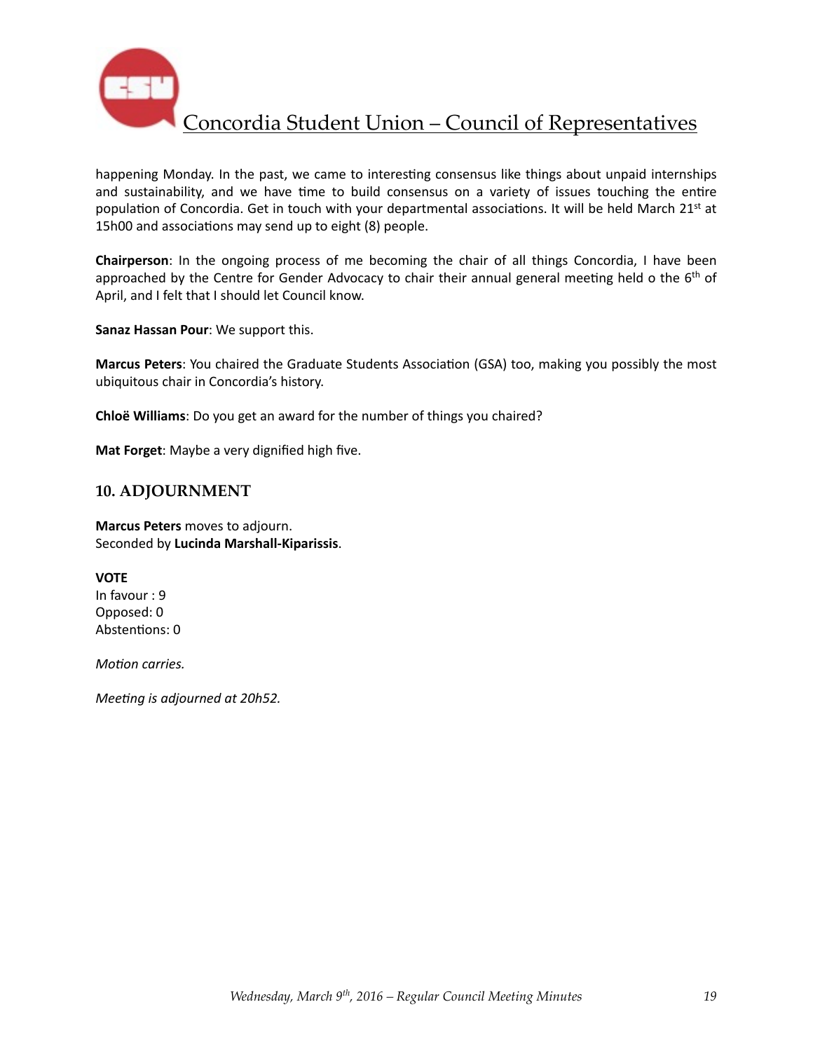happening Monday. In the past, we came to interesting consensus like things about unpaid internships and sustainability, and we have time to build consensus on a variety of issues touching the entire population of Concordia. Get in touch with your departmental associations. It will be held March 21st at 15h00 and associations may send up to eight (8) people.

**Chairperson**: In the ongoing process of me becoming the chair of all things Concordia, I have been approached by the Centre for Gender Advocacy to chair their annual general meeting held o the 6th of April, and I felt that I should let Council know.

**Sanaz Hassan Pour**: We support this.

**Marcus Peters**: You chaired the Graduate Students Association (GSA) too, making you possibly the most ubiquitous chair in Concordia's history.

**Chloë Williams**: Do you get an award for the number of things you chaired?

**Mat Forget**: Maybe a very dignified high five.

## 10. ADJOURNMENT

**Marcus Peters** moves to adjourn.
Seconded by **Lucinda Marshall-Kiparissis**.

**VOTE**
In favour : 9
Opposed: 0
Abstentions: 0

*Motion carries.*

*Meeting is adjourned at 20h52.*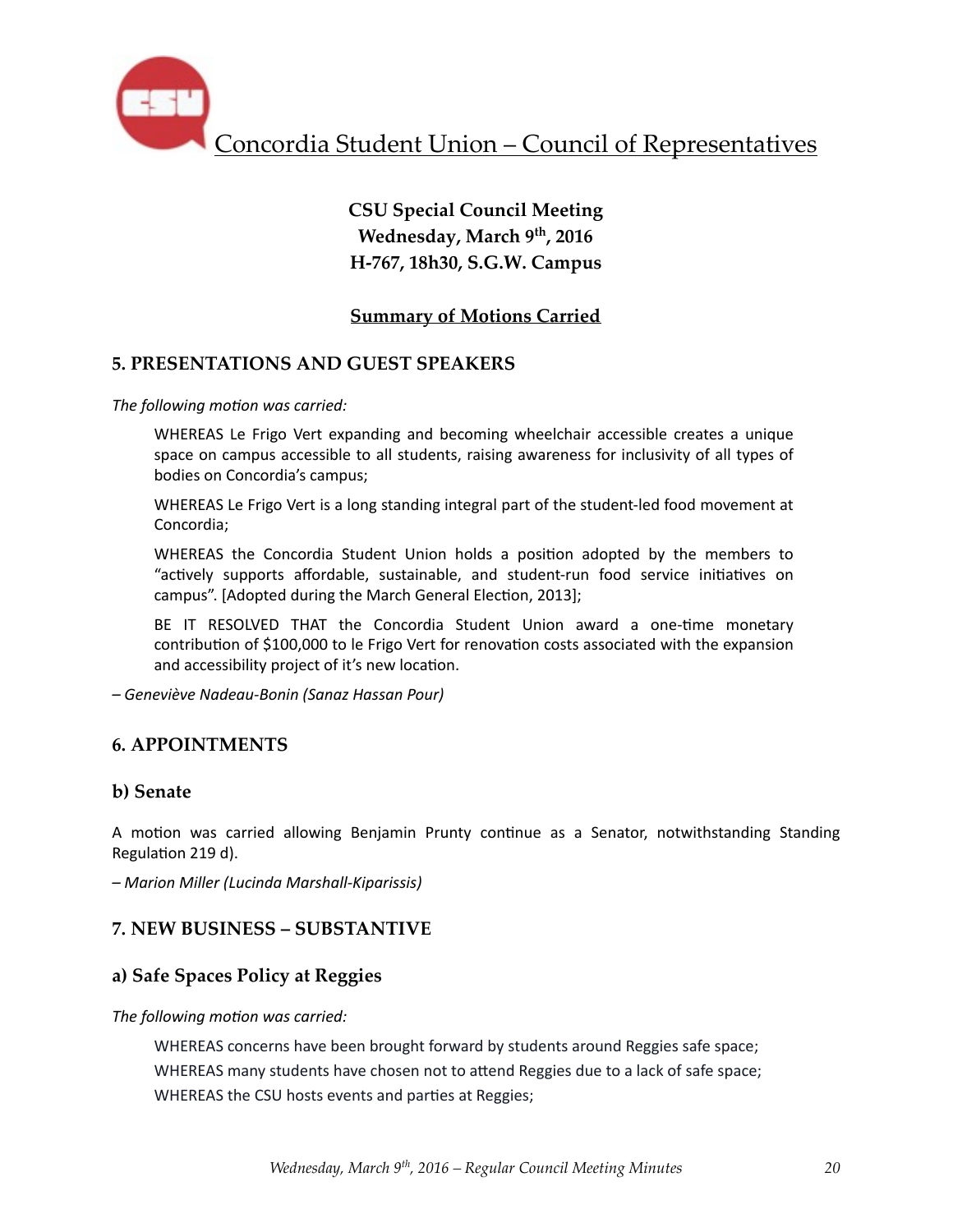# Concordia Student Union – Council of Representatives

**CSU Special Council Meeting**
**Wednesday, March 9th, 2016**
**H-767, 18h30, S.G.W. Campus**

**Summary of Motions Carried**

## 5. PRESENTATIONS AND GUEST SPEAKERS

*The following motion was carried:*

> WHEREAS Le Frigo Vert expanding and becoming wheelchair accessible creates a unique space on campus accessible to all students, raising awareness for inclusivity of all types of bodies on Concordia's campus;
>
> WHEREAS Le Frigo Vert is a long standing integral part of the student-led food movement at Concordia;
>
> WHEREAS the Concordia Student Union holds a position adopted by the members to "actively supports affordable, sustainable, and student-run food service initiatives on campus". [Adopted during the March General Election, 2013];
>
> BE IT RESOLVED THAT the Concordia Student Union award a one-time monetary contribution of $100,000 to le Frigo Vert for renovation costs associated with the expansion and accessibility project of it's new location.

*– Geneviève Nadeau-Bonin (Sanaz Hassan Pour)*

## 6. APPOINTMENTS

### b) Senate

A motion was carried allowing Benjamin Prunty continue as a Senator, notwithstanding Standing Regulation 219 d).

*– Marion Miller (Lucinda Marshall-Kiparissis)*

## 7. NEW BUSINESS – SUBSTANTIVE

### a) Safe Spaces Policy at Reggies

*The following motion was carried:*

> WHEREAS concerns have been brought forward by students around Reggies safe space;
> WHEREAS many students have chosen not to attend Reggies due to a lack of safe space;
> WHEREAS the CSU hosts events and parties at Reggies;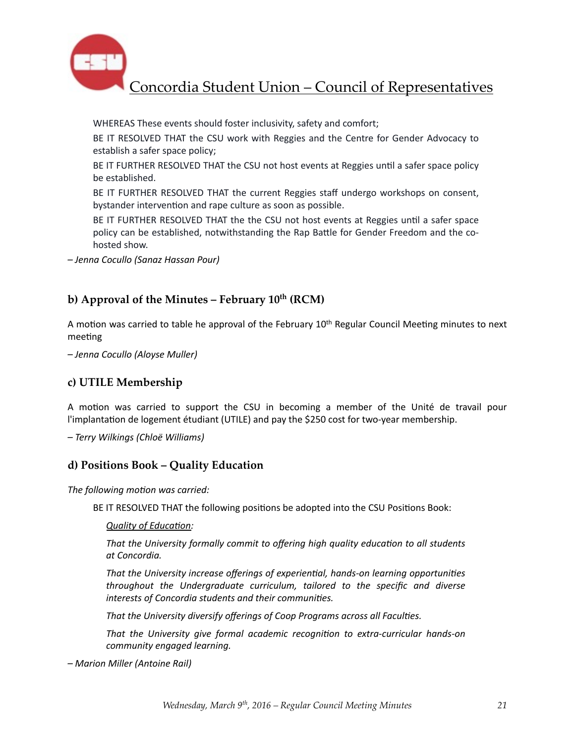WHEREAS These events should foster inclusivity, safety and comfort;

BE IT RESOLVED THAT the CSU work with Reggies and the Centre for Gender Advocacy to establish a safer space policy;

BE IT FURTHER RESOLVED THAT the CSU not host events at Reggies until a safer space policy be established.

BE IT FURTHER RESOLVED THAT the current Reggies staff undergo workshops on consent, bystander intervention and rape culture as soon as possible.

BE IT FURTHER RESOLVED THAT the the CSU not host events at Reggies until a safer space policy can be established, notwithstanding the Rap Battle for Gender Freedom and the co-hosted show.

*– Jenna Cocullo (Sanaz Hassan Pour)*

### b) Approval of the Minutes – February 10th (RCM)

A motion was carried to table he approval of the February 10th Regular Council Meeting minutes to next meeting

*– Jenna Cocullo (Aloyse Muller)*

### c) UTILE Membership

A motion was carried to support the CSU in becoming a member of the Unité de travail pour l'implantation de logement étudiant (UTILE) and pay the $250 cost for two-year membership.

*– Terry Wilkings (Chloë Williams)*

### d) Positions Book – Quality Education

*The following motion was carried:*

BE IT RESOLVED THAT the following positions be adopted into the CSU Positions Book:

*Quality of Education:*

*That the University formally commit to offering high quality education to all students at Concordia.*

*That the University increase offerings of experiential, hands-on learning opportunities throughout the Undergraduate curriculum, tailored to the specific and diverse interests of Concordia students and their communities.*

*That the University diversify offerings of Coop Programs across all Faculties.*

*That the University give formal academic recognition to extra-curricular hands-on community engaged learning.*

*– Marion Miller (Antoine Rail)*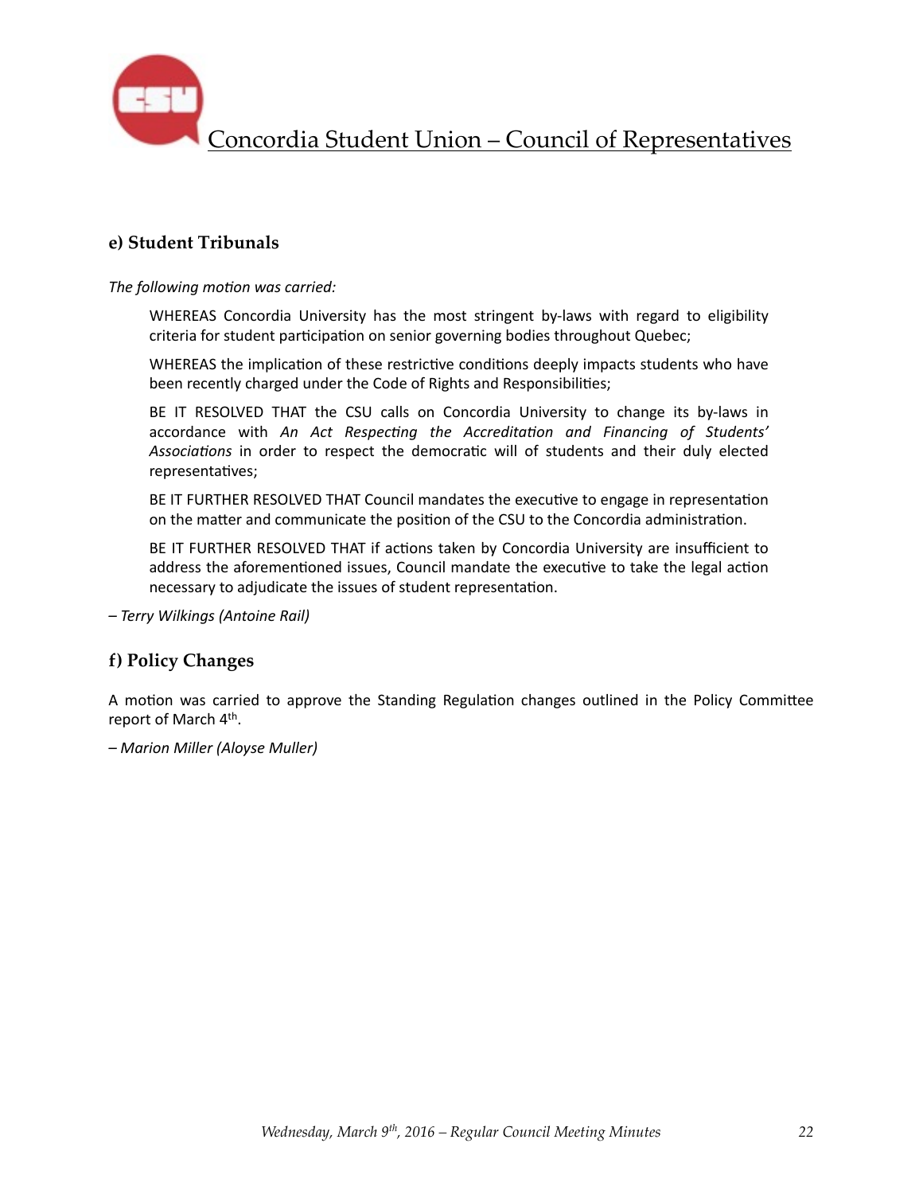### e) Student Tribunals

*The following motion was carried:*

> WHEREAS Concordia University has the most stringent by-laws with regard to eligibility criteria for student participation on senior governing bodies throughout Quebec;
>
> WHEREAS the implication of these restrictive conditions deeply impacts students who have been recently charged under the Code of Rights and Responsibilities;
>
> BE IT RESOLVED THAT the CSU calls on Concordia University to change its by-laws in accordance with *An Act Respecting the Accreditation and Financing of Students' Associations* in order to respect the democratic will of students and their duly elected representatives;
>
> BE IT FURTHER RESOLVED THAT Council mandates the executive to engage in representation on the matter and communicate the position of the CSU to the Concordia administration.
>
> BE IT FURTHER RESOLVED THAT if actions taken by Concordia University are insufficient to address the aforementioned issues, Council mandate the executive to take the legal action necessary to adjudicate the issues of student representation.

*– Terry Wilkings (Antoine Rail)*

### f) Policy Changes

A motion was carried to approve the Standing Regulation changes outlined in the Policy Committee report of March 4th.

*– Marion Miller (Aloyse Muller)*